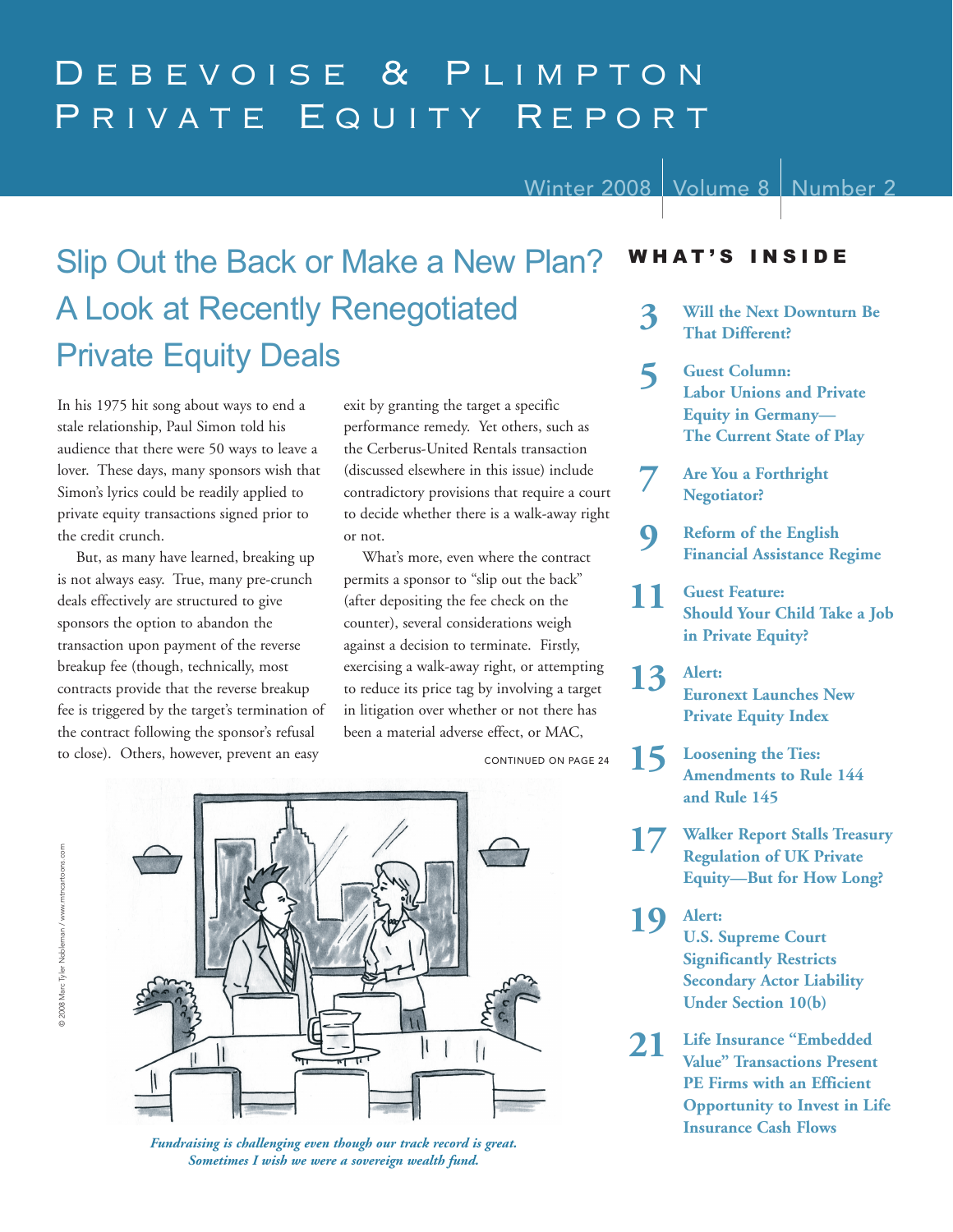# Debevoise & Plimpton Private Equity Report

Winter 2008 | Volume 8 | Number 2

## Slip Out the Back or Make a New Plan? A Look at Recently Renegotiated Private Equity Deals

In his 1975 hit song about ways to end a stale relationship, Paul Simon told his audience that there were 50 ways to leave a lover. These days, many sponsors wish that Simon's lyrics could be readily applied to private equity transactions signed prior to the credit crunch.

But, as many have learned, breaking up is not always easy. True, many pre-crunch deals effectively are structured to give sponsors the option to abandon the transaction upon payment of the reverse breakup fee (though, technically, most contracts provide that the reverse breakup fee is triggered by the target's termination of the contract following the sponsor's refusal to close). Others, however, prevent an easy exit by granting the target a specific performance remedy. Yet others, such as the Cerberus-United Rentals transaction (discussed elsewhere in this issue) include contradictory provisions that require a court to decide whether there is a walk-away right or not.

What's more, even where the contract permits a sponsor to "slip out the back" (after depositing the fee check on the counter), several considerations weigh against a decision to terminate. Firstly, exercising a walk-away right, or attempting to reduce its price tag by involving a target in litigation over whether or not there has been a material adverse effect, or MAC,

CONTINUED ON PAGE 24

© 2008 Marc Tyler Nobleman / www.mtncartoons.com

*Fundraising is challenging even though our track record is great. Sometimes I wish we were a sovereign wealth fund.*

## What's Inside

**3** Will the Next Downturn Be That Different?

**5** Guest Column: Labor Unions and Private Equity in Germany—The Current State of Play

**7** Are You a Forthright Negotiator?

**9** Reform of the English Financial Assistance Regime

**11** Guest Feature: Should Your Child Take a Job in Private Equity?

**13** Alert: Euronext Launches New Private Equity Index

**15** Loosening the Ties: Amendments to Rule 144 and Rule 145

**17** Walker Report Stalls Treasury Regulation of UK Private Equity—But for How Long?

**19** Alert: U.S. Supreme Court Significantly Restricts Secondary Actor Liability Under Section 10(b)

**21** Life Insurance "Embedded Value" Transactions Present PE Firms with an Efficient Opportunity to Invest in Life Insurance Cash Flows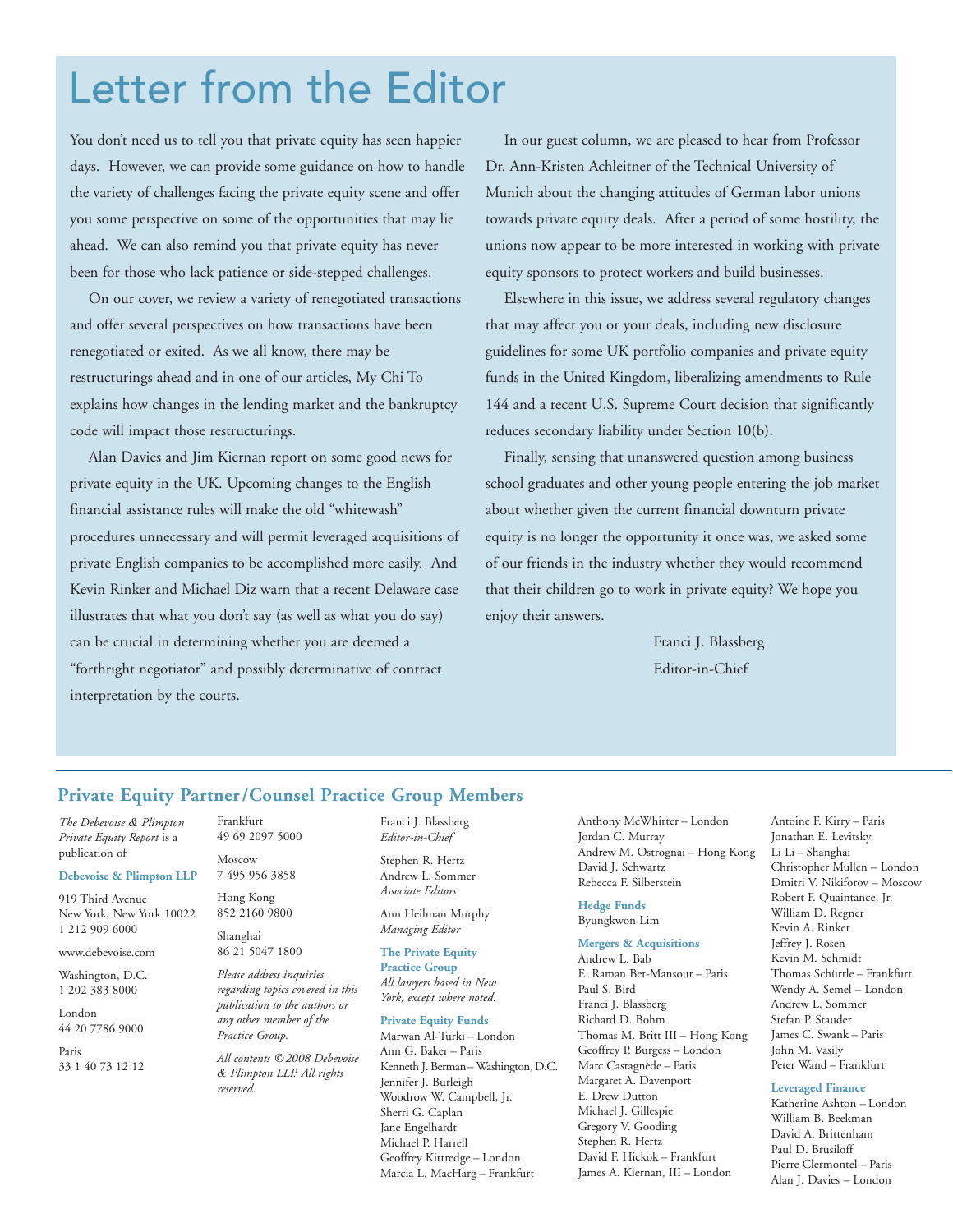# Letter from the Editor

You don't need us to tell you that private equity has seen happier days. However, we can provide some guidance on how to handle the variety of challenges facing the private equity scene and offer you some perspective on some of the opportunities that may lie ahead. We can also remind you that private equity has never been for those who lack patience or side-stepped challenges.

On our cover, we review a variety of renegotiated transactions and offer several perspectives on how transactions have been renegotiated or exited. As we all know, there may be restructurings ahead and in one of our articles, My Chi To explains how changes in the lending market and the bankruptcy code will impact those restructurings.

Alan Davies and Jim Kiernan report on some good news for private equity in the UK. Upcoming changes to the English financial assistance rules will make the old "whitewash" procedures unnecessary and will permit leveraged acquisitions of private English companies to be accomplished more easily. And Kevin Rinker and Michael Diz warn that a recent Delaware case illustrates that what you don't say (as well as what you do say) can be crucial in determining whether you are deemed a "forthright negotiator" and possibly determinative of contract interpretation by the courts.

In our guest column, we are pleased to hear from Professor Dr. Ann-Kristen Achleitner of the Technical University of Munich about the changing attitudes of German labor unions towards private equity deals. After a period of some hostility, the unions now appear to be more interested in working with private equity sponsors to protect workers and build businesses.

Elsewhere in this issue, we address several regulatory changes that may affect you or your deals, including new disclosure guidelines for some UK portfolio companies and private equity funds in the United Kingdom, liberalizing amendments to Rule 144 and a recent U.S. Supreme Court decision that significantly reduces secondary liability under Section 10(b).

Finally, sensing that unanswered question among business school graduates and other young people entering the job market about whether given the current financial downturn private equity is no longer the opportunity it once was, we asked some of our friends in the industry whether they would recommend that their children go to work in private equity? We hope you enjoy their answers.

Franci J. Blassberg
Editor-in-Chief

## Private Equity Partner/Counsel Practice Group Members

*The Debevoise & Plimpton Private Equity Report* is a publication of

**Debevoise & Plimpton LLP**

919 Third Avenue
New York, New York 10022
1 212 909 6000

www.debevoise.com

Washington, D.C.
1 202 383 8000

London
44 20 7786 9000

Paris
33 1 40 73 12 12

Frankfurt
49 69 2097 5000

Moscow
7 495 956 3858

Hong Kong
852 2160 9800

Shanghai
86 21 5047 1800

*Please address inquiries regarding topics covered in this publication to the authors or any other member of the Practice Group.*

*All contents ©2008 Debevoise & Plimpton LLP. All rights reserved.*

Franci J. Blassberg
*Editor-in-Chief*

Stephen R. Hertz
Andrew L. Sommer
*Associate Editors*

Ann Heilman Murphy
*Managing Editor*

**The Private Equity Practice Group**
*All lawyers based in New York, except where noted.*

**Private Equity Funds**
Marwan Al-Turki – London
Ann G. Baker – Paris
Kenneth J. Berman – Washington, D.C.
Jennifer J. Burleigh
Woodrow W. Campbell, Jr.
Sherri G. Caplan
Jane Engelhardt
Michael P. Harrell
Geoffrey Kittredge – London
Marcia L. MacHarg – Frankfurt
Anthony McWhirter – London
Jordan C. Murray
Andrew M. Ostrognai – Hong Kong
David J. Schwartz
Rebecca F. Silberstein

**Hedge Funds**
Byungkwon Lim

**Mergers & Acquisitions**
Andrew L. Bab
E. Raman Bet-Mansour – Paris
Paul S. Bird
Franci J. Blassberg
Richard D. Bohm
Thomas M. Britt III – Hong Kong
Geoffrey P. Burgess – London
Marc Castagnède – Paris
Margaret A. Davenport
E. Drew Dutton
Michael J. Gillespie
Gregory V. Gooding
Stephen R. Hertz
David F. Hickok – Frankfurt
James A. Kiernan, III – London
Antoine F. Kirry – Paris
Jonathan E. Levitsky
Li Li – Shanghai
Christopher Mullen – London
Dmitri V. Nikiforov – Moscow
Robert F. Quaintance, Jr.
William D. Regner
Kevin A. Rinker
Jeffrey J. Rosen
Kevin M. Schmidt
Thomas Schürrle – Frankfurt
Wendy A. Semel – London
Andrew L. Sommer
Stefan P. Stauder
James C. Swank – Paris
John M. Vasily
Peter Wand – Frankfurt

**Leveraged Finance**
Katherine Ashton – London
William B. Beekman
David A. Brittenham
Paul D. Brusiloff
Pierre Clermontel – Paris
Alan J. Davies – London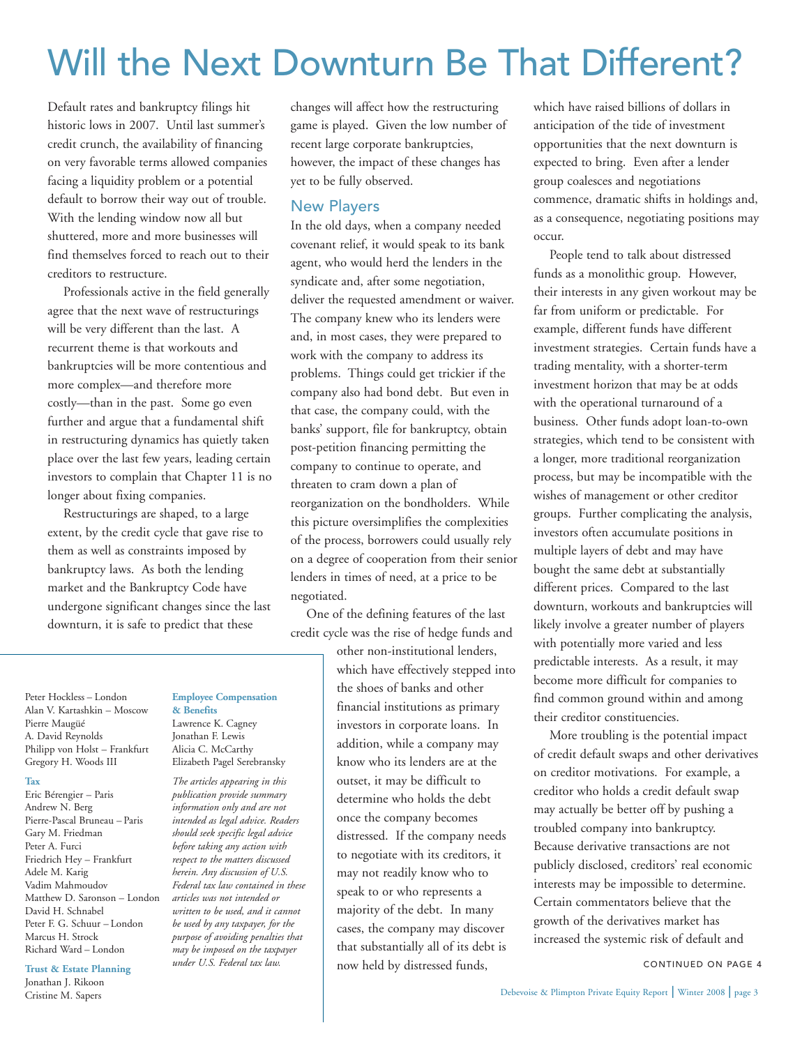# Will the Next Downturn Be That Different?

Default rates and bankruptcy filings hit historic lows in 2007. Until last summer's credit crunch, the availability of financing on very favorable terms allowed companies facing a liquidity problem or a potential default to borrow their way out of trouble. With the lending window now all but shuttered, more and more businesses will find themselves forced to reach out to their creditors to restructure.

Professionals active in the field generally agree that the next wave of restructurings will be very different than the last. A recurrent theme is that workouts and bankruptcies will be more contentious and more complex—and therefore more costly—than in the past. Some go even further and argue that a fundamental shift in restructuring dynamics has quietly taken place over the last few years, leading certain investors to complain that Chapter 11 is no longer about fixing companies.

Restructurings are shaped, to a large extent, by the credit cycle that gave rise to them as well as constraints imposed by bankruptcy laws. As both the lending market and the Bankruptcy Code have undergone significant changes since the last downturn, it is safe to predict that these changes will affect how the restructuring game is played. Given the low number of recent large corporate bankruptcies, however, the impact of these changes has yet to be fully observed.

## New Players

In the old days, when a company needed covenant relief, it would speak to its bank agent, who would herd the lenders in the syndicate and, after some negotiation, deliver the requested amendment or waiver. The company knew who its lenders were and, in most cases, they were prepared to work with the company to address its problems. Things could get trickier if the company also had bond debt. But even in that case, the company could, with the banks' support, file for bankruptcy, obtain post-petition financing permitting the company to continue to operate, and threaten to cram down a plan of reorganization on the bondholders. While this picture oversimplifies the complexities of the process, borrowers could usually rely on a degree of cooperation from their senior lenders in times of need, at a price to be negotiated.

One of the defining features of the last credit cycle was the rise of hedge funds and other non-institutional lenders, which have effectively stepped into the shoes of banks and other financial institutions as primary investors in corporate loans. In addition, while a company may know who its lenders are at the outset, it may be difficult to determine who holds the debt once the company becomes distressed. If the company needs to negotiate with its creditors, it may not readily know who to speak to or who represents a majority of the debt. In many cases, the company may discover that substantially all of its debt is now held by distressed funds, which have raised billions of dollars in anticipation of the tide of investment opportunities that the next downturn is expected to bring. Even after a lender group coalesces and negotiations commence, dramatic shifts in holdings and, as a consequence, negotiating positions may occur.

People tend to talk about distressed funds as a monolithic group. However, their interests in any given workout may be far from uniform or predictable. For example, different funds have different investment strategies. Certain funds have a trading mentality, with a shorter-term investment horizon that may be at odds with the operational turnaround of a business. Other funds adopt loan-to-own strategies, which tend to be consistent with a longer, more traditional reorganization process, but may be incompatible with the wishes of management or other creditor groups. Further complicating the analysis, investors often accumulate positions in multiple layers of debt and may have bought the same debt at substantially different prices. Compared to the last downturn, workouts and bankruptcies will likely involve a greater number of players with potentially more varied and less predictable interests. As a result, it may become more difficult for companies to find common ground within and among their creditor constituencies.

More troubling is the potential impact of credit default swaps and other derivatives on creditor motivations. For example, a creditor who holds a credit default swap may actually be better off by pushing a troubled company into bankruptcy. Because derivative transactions are not publicly disclosed, creditors' real economic interests may be impossible to determine. Certain commentators believe that the growth of the derivatives market has increased the systemic risk of default and

CONTINUED ON PAGE 4

Peter Hockless – London
Alan V. Kartashkin – Moscow
Pierre Maugüé
A. David Reynolds
Philipp von Holst – Frankfurt
Gregory H. Woods III

**Tax**
Eric Bérengier – Paris
Andrew N. Berg
Pierre-Pascal Bruneau – Paris
Gary M. Friedman
Peter A. Furci
Friedrich Hey – Frankfurt
Adele M. Karig
Vadim Mahmoudov
Matthew D. Saronson – London
David H. Schnabel
Peter F. G. Schuur – London
Marcus H. Strock
Richard Ward – London

**Trust & Estate Planning**
Jonathan J. Rikoon
Cristine M. Sapers

**Employee Compensation & Benefits**
Lawrence K. Cagney
Jonathan F. Lewis
Alicia C. McCarthy
Elizabeth Pagel Serebransky

*The articles appearing in this publication provide summary information only and are not intended as legal advice. Readers should seek specific legal advice before taking any action with respect to the matters discussed herein. Any discussion of U.S. Federal tax law contained in these articles was not intended or written to be used, and it cannot be used by any taxpayer, for the purpose of avoiding penalties that may be imposed on the taxpayer under U.S. Federal tax law.*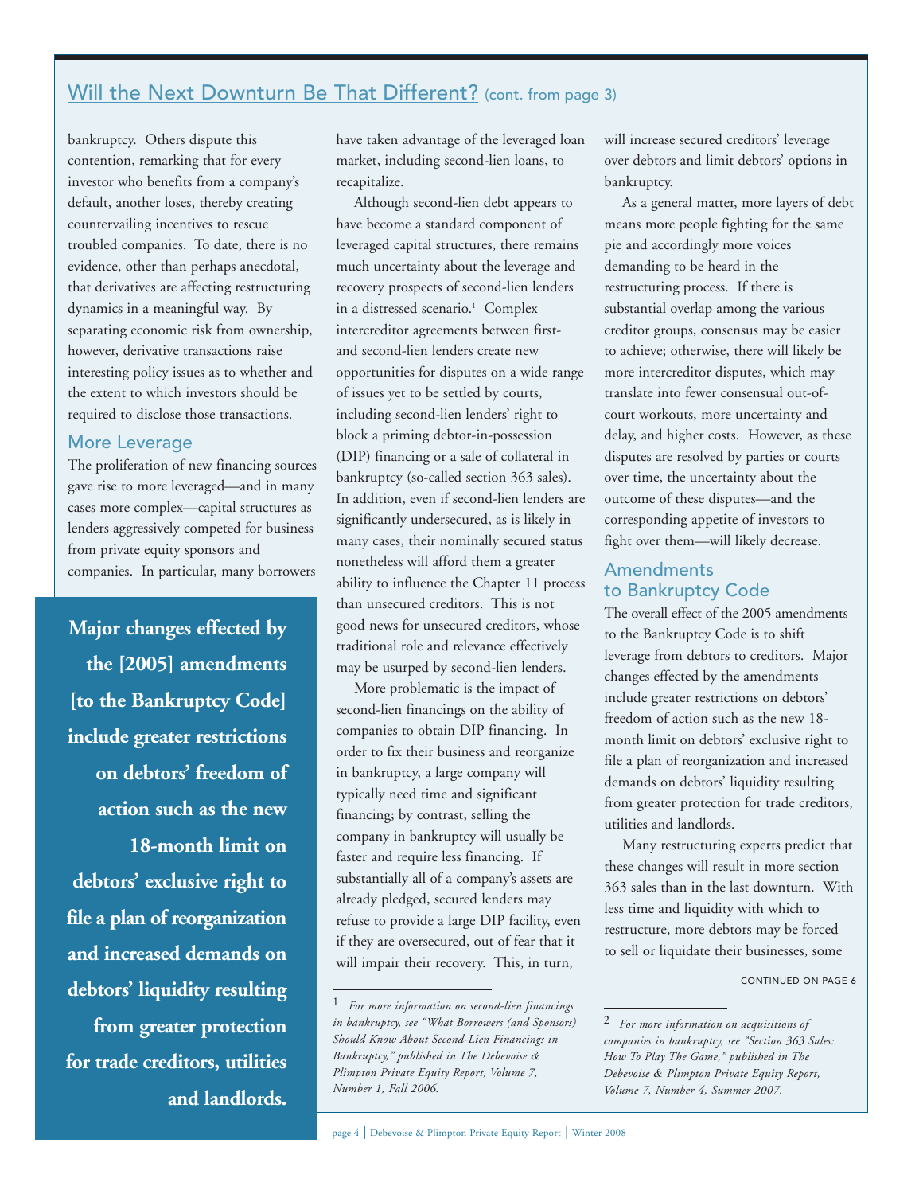## Will the Next Downturn Be That Different? (cont. from page 3)

bankruptcy. Others dispute this contention, remarking that for every investor who benefits from a company's default, another loses, thereby creating countervailing incentives to rescue troubled companies. To date, there is no evidence, other than perhaps anecdotal, that derivatives are affecting restructuring dynamics in a meaningful way. By separating economic risk from ownership, however, derivative transactions raise interesting policy issues as to whether and the extent to which investors should be required to disclose those transactions.

### More Leverage

The proliferation of new financing sources gave rise to more leveraged—and in many cases more complex—capital structures as lenders aggressively competed for business from private equity sponsors and companies. In particular, many borrowers have taken advantage of the leveraged loan market, including second-lien loans, to recapitalize.

**Major changes effected by the [2005] amendments [to the Bankruptcy Code] include greater restrictions on debtors' freedom of action such as the new 18-month limit on debtors' exclusive right to file a plan of reorganization and increased demands on debtors' liquidity resulting from greater protection for trade creditors, utilities and landlords.**

Although second-lien debt appears to have become a standard component of leveraged capital structures, there remains much uncertainty about the leverage and recovery prospects of second-lien lenders in a distressed scenario.[1] Complex intercreditor agreements between first- and second-lien lenders create new opportunities for disputes on a wide range of issues yet to be settled by courts, including second-lien lenders' right to block a priming debtor-in-possession (DIP) financing or a sale of collateral in bankruptcy (so-called section 363 sales). In addition, even if second-lien lenders are significantly undersecured, as is likely in many cases, their nominally secured status nonetheless will afford them a greater ability to influence the Chapter 11 process than unsecured creditors. This is not good news for unsecured creditors, whose traditional role and relevance effectively may be usurped by second-lien lenders.

More problematic is the impact of second-lien financings on the ability of companies to obtain DIP financing. In order to fix their business and reorganize in bankruptcy, a large company will typically need time and significant financing; by contrast, selling the company in bankruptcy will usually be faster and require less financing. If substantially all of a company's assets are already pledged, secured lenders may refuse to provide a large DIP facility, even if they are oversecured, out of fear that it will impair their recovery. This, in turn, will increase secured creditors' leverage over debtors and limit debtors' options in bankruptcy.

As a general matter, more layers of debt means more people fighting for the same pie and accordingly more voices demanding to be heard in the restructuring process. If there is substantial overlap among the various creditor groups, consensus may be easier to achieve; otherwise, there will likely be more intercreditor disputes, which may translate into fewer consensual out-of-court workouts, more uncertainty and delay, and higher costs. However, as these disputes are resolved by parties or courts over time, the uncertainty about the outcome of these disputes—and the corresponding appetite of investors to fight over them—will likely decrease.

### Amendments to Bankruptcy Code

The overall effect of the 2005 amendments to the Bankruptcy Code is to shift leverage from debtors to creditors. Major changes effected by the amendments include greater restrictions on debtors' freedom of action such as the new 18-month limit on debtors' exclusive right to file a plan of reorganization and increased demands on debtors' liquidity resulting from greater protection for trade creditors, utilities and landlords.

Many restructuring experts predict that these changes will result in more section 363 sales than in the last downturn. With less time and liquidity with which to restructure, more debtors may be forced to sell or liquidate their businesses, some

CONTINUED ON PAGE 6

[1] *For more information on second-lien financings in bankruptcy, see "What Borrowers (and Sponsors) Should Know About Second-Lien Financings in Bankruptcy," published in The Debevoise & Plimpton Private Equity Report, Volume 7, Number 1, Fall 2006.*

[2] *For more information on acquisitions of companies in bankruptcy, see "Section 363 Sales: How To Play The Game," published in The Debevoise & Plimpton Private Equity Report, Volume 7, Number 4, Summer 2007.*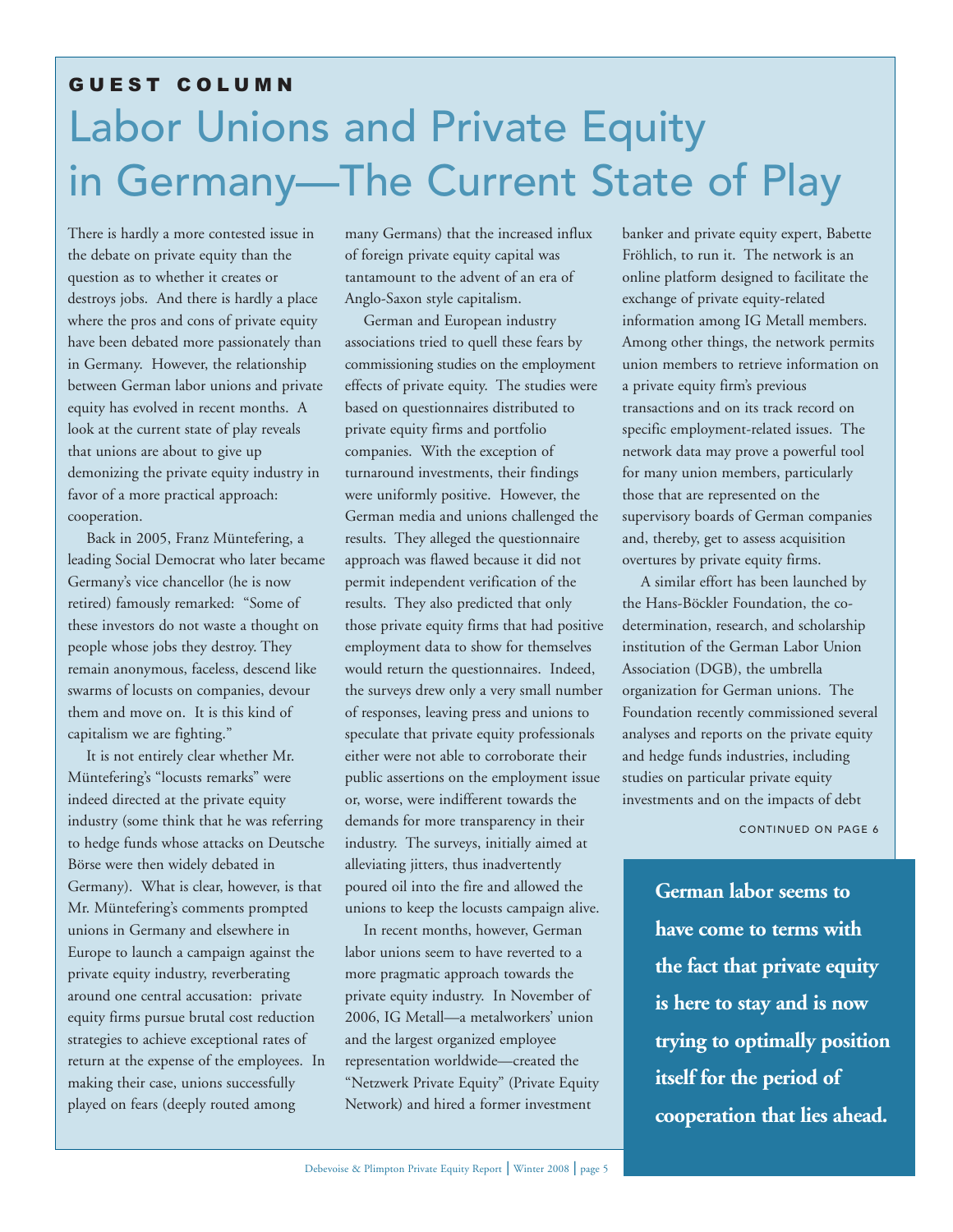GUEST COLUMN

# Labor Unions and Private Equity in Germany—The Current State of Play

There is hardly a more contested issue in the debate on private equity than the question as to whether it creates or destroys jobs. And there is hardly a place where the pros and cons of private equity have been debated more passionately than in Germany. However, the relationship between German labor unions and private equity has evolved in recent months. A look at the current state of play reveals that unions are about to give up demonizing the private equity industry in favor of a more practical approach: cooperation.

Back in 2005, Franz Müntefering, a leading Social Democrat who later became Germany's vice chancellor (he is now retired) famously remarked: "Some of these investors do not waste a thought on people whose jobs they destroy. They remain anonymous, faceless, descend like swarms of locusts on companies, devour them and move on. It is this kind of capitalism we are fighting."

It is not entirely clear whether Mr. Müntefering's "locusts remarks" were indeed directed at the private equity industry (some think that he was referring to hedge funds whose attacks on Deutsche Börse were then widely debated in Germany). What is clear, however, is that Mr. Müntefering's comments prompted unions in Germany and elsewhere in Europe to launch a campaign against the private equity industry, reverberating around one central accusation: private equity firms pursue brutal cost reduction strategies to achieve exceptional rates of return at the expense of the employees. In making their case, unions successfully played on fears (deeply routed among many Germans) that the increased influx of foreign private equity capital was tantamount to the advent of an era of Anglo-Saxon style capitalism.

German and European industry associations tried to quell these fears by commissioning studies on the employment effects of private equity. The studies were based on questionnaires distributed to private equity firms and portfolio companies. With the exception of turnaround investments, their findings were uniformly positive. However, the German media and unions challenged the results. They alleged the questionnaire approach was flawed because it did not permit independent verification of the results. They also predicted that only those private equity firms that had positive employment data to show for themselves would return the questionnaires. Indeed, the surveys drew only a very small number of responses, leaving press and unions to speculate that private equity professionals either were not able to corroborate their public assertions on the employment issue or, worse, were indifferent towards the demands for more transparency in their industry. The surveys, initially aimed at alleviating jitters, thus inadvertently poured oil into the fire and allowed the unions to keep the locusts campaign alive.

In recent months, however, German labor unions seem to have reverted to a more pragmatic approach towards the private equity industry. In November of 2006, IG Metall—a metalworkers' union and the largest organized employee representation worldwide—created the "Netzwerk Private Equity" (Private Equity Network) and hired a former investment banker and private equity expert, Babette Fröhlich, to run it. The network is an online platform designed to facilitate the exchange of private equity-related information among IG Metall members. Among other things, the network permits union members to retrieve information on a private equity firm's previous transactions and on its track record on specific employment-related issues. The network data may prove a powerful tool for many union members, particularly those that are represented on the supervisory boards of German companies and, thereby, get to assess acquisition overtures by private equity firms.

A similar effort has been launched by the Hans-Böckler Foundation, the co-determination, research, and scholarship institution of the German Labor Union Association (DGB), the umbrella organization for German unions. The Foundation recently commissioned several analyses and reports on the private equity and hedge funds industries, including studies on particular private equity investments and on the impacts of debt

CONTINUED ON PAGE 6

**German labor seems to have come to terms with the fact that private equity is here to stay and is now trying to optimally position itself for the period of cooperation that lies ahead.**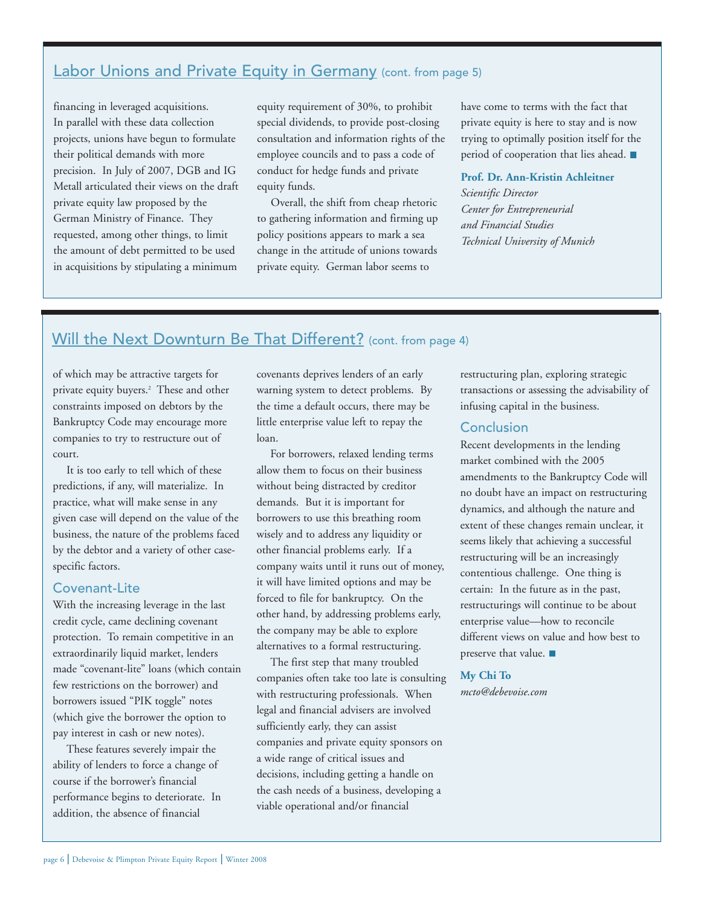## Labor Unions and Private Equity in Germany (cont. from page 5)

financing in leveraged acquisitions. In parallel with these data collection projects, unions have begun to formulate their political demands with more precision. In July of 2007, DGB and IG Metall articulated their views on the draft private equity law proposed by the German Ministry of Finance. They requested, among other things, to limit the amount of debt permitted to be used in acquisitions by stipulating a minimum equity requirement of 30%, to prohibit special dividends, to provide post-closing consultation and information rights of the employee councils and to pass a code of conduct for hedge funds and private equity funds.

Overall, the shift from cheap rhetoric to gathering information and firming up policy positions appears to mark a sea change in the attitude of unions towards private equity. German labor seems to have come to terms with the fact that private equity is here to stay and is now trying to optimally position itself for the period of cooperation that lies ahead. ■

**Prof. Dr. Ann-Kristin Achleitner**
*Scientific Director*
*Center for Entrepreneurial and Financial Studies*
*Technical University of Munich*

## Will the Next Downturn Be That Different? (cont. from page 4)

of which may be attractive targets for private equity buyers.[2] These and other constraints imposed on debtors by the Bankruptcy Code may encourage more companies to try to restructure out of court.

It is too early to tell which of these predictions, if any, will materialize. In practice, what will make sense in any given case will depend on the value of the business, the nature of the problems faced by the debtor and a variety of other case-specific factors.

### Covenant-Lite

With the increasing leverage in the last credit cycle, came declining covenant protection. To remain competitive in an extraordinarily liquid market, lenders made "covenant-lite" loans (which contain few restrictions on the borrower) and borrowers issued "PIK toggle" notes (which give the borrower the option to pay interest in cash or new notes).

These features severely impair the ability of lenders to force a change of course if the borrower's financial performance begins to deteriorate. In addition, the absence of financial covenants deprives lenders of an early warning system to detect problems. By the time a default occurs, there may be little enterprise value left to repay the loan.

For borrowers, relaxed lending terms allow them to focus on their business without being distracted by creditor demands. But it is important for borrowers to use this breathing room wisely and to address any liquidity or other financial problems early. If a company waits until it runs out of money, it will have limited options and may be forced to file for bankruptcy. On the other hand, by addressing problems early, the company may be able to explore alternatives to a formal restructuring.

The first step that many troubled companies often take too late is consulting with restructuring professionals. When legal and financial advisers are involved sufficiently early, they can assist companies and private equity sponsors on a wide range of critical issues and decisions, including getting a handle on the cash needs of a business, developing a viable operational and/or financial restructuring plan, exploring strategic transactions or assessing the advisability of infusing capital in the business.

### Conclusion

Recent developments in the lending market combined with the 2005 amendments to the Bankruptcy Code will no doubt have an impact on restructuring dynamics, and although the nature and extent of these changes remain unclear, it seems likely that achieving a successful restructuring will be an increasingly contentious challenge. One thing is certain: In the future as in the past, restructurings will continue to be about enterprise value—how to reconcile different views on value and how best to preserve that value. ■

**My Chi To**
*mcto@debevoise.com*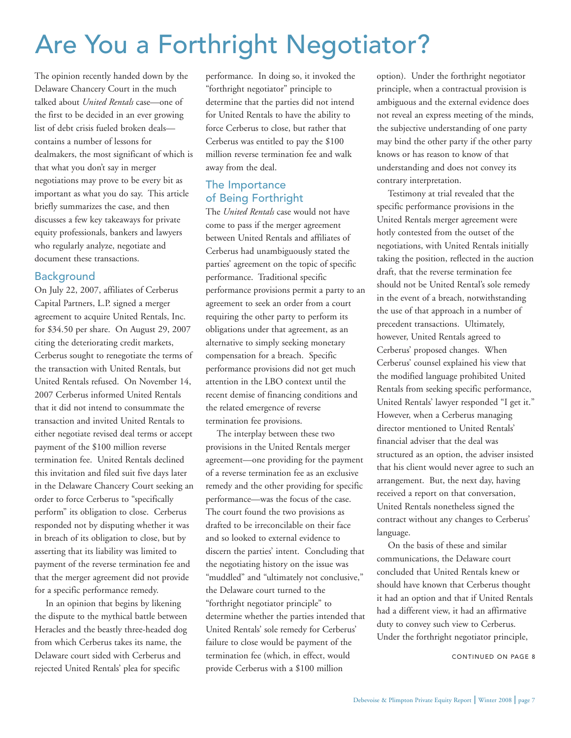# Are You a Forthright Negotiator?

The opinion recently handed down by the Delaware Chancery Court in the much talked about *United Rentals* case—one of the first to be decided in an ever growing list of debt crisis fueled broken deals—contains a number of lessons for dealmakers, the most significant of which is that what you don't say in merger negotiations may prove to be every bit as important as what you do say. This article briefly summarizes the case, and then discusses a few key takeaways for private equity professionals, bankers and lawyers who regularly analyze, negotiate and document these transactions.

## Background

On July 22, 2007, affiliates of Cerberus Capital Partners, L.P. signed a merger agreement to acquire United Rentals, Inc. for $34.50 per share. On August 29, 2007 citing the deteriorating credit markets, Cerberus sought to renegotiate the terms of the transaction with United Rentals, but United Rentals refused. On November 14, 2007 Cerberus informed United Rentals that it did not intend to consummate the transaction and invited United Rentals to either negotiate revised deal terms or accept payment of the $100 million reverse termination fee. United Rentals declined this invitation and filed suit five days later in the Delaware Chancery Court seeking an order to force Cerberus to "specifically perform" its obligation to close. Cerberus responded not by disputing whether it was in breach of its obligation to close, but by asserting that its liability was limited to payment of the reverse termination fee and that the merger agreement did not provide for a specific performance remedy.

In an opinion that begins by likening the dispute to the mythical battle between Heracles and the beastly three-headed dog from which Cerberus takes its name, the Delaware court sided with Cerberus and rejected United Rentals' plea for specific performance. In doing so, it invoked the "forthright negotiator" principle to determine that the parties did not intend for United Rentals to have the ability to force Cerberus to close, but rather that Cerberus was entitled to pay the $100 million reverse termination fee and walk away from the deal.

## The Importance of Being Forthright

The *United Rentals* case would not have come to pass if the merger agreement between United Rentals and affiliates of Cerberus had unambiguously stated the parties' agreement on the topic of specific performance. Traditional specific performance provisions permit a party to an agreement to seek an order from a court requiring the other party to perform its obligations under that agreement, as an alternative to simply seeking monetary compensation for a breach. Specific performance provisions did not get much attention in the LBO context until the recent demise of financing conditions and the related emergence of reverse termination fee provisions.

The interplay between these two provisions in the United Rentals merger agreement—one providing for the payment of a reverse termination fee as an exclusive remedy and the other providing for specific performance—was the focus of the case. The court found the two provisions as drafted to be irreconcilable on their face and so looked to external evidence to discern the parties' intent. Concluding that the negotiating history on the issue was "muddled" and "ultimately not conclusive," the Delaware court turned to the "forthright negotiator principle" to determine whether the parties intended that United Rentals' sole remedy for Cerberus' failure to close would be payment of the termination fee (which, in effect, would provide Cerberus with a $100 million option). Under the forthright negotiator principle, when a contractual provision is ambiguous and the external evidence does not reveal an express meeting of the minds, the subjective understanding of one party may bind the other party if the other party knows or has reason to know of that understanding and does not convey its contrary interpretation.

Testimony at trial revealed that the specific performance provisions in the United Rentals merger agreement were hotly contested from the outset of the negotiations, with United Rentals initially taking the position, reflected in the auction draft, that the reverse termination fee should not be United Rental's sole remedy in the event of a breach, notwithstanding the use of that approach in a number of precedent transactions. Ultimately, however, United Rentals agreed to Cerberus' proposed changes. When Cerberus' counsel explained his view that the modified language prohibited United Rentals from seeking specific performance, United Rentals' lawyer responded "I get it." However, when a Cerberus managing director mentioned to United Rentals' financial adviser that the deal was structured as an option, the adviser insisted that his client would never agree to such an arrangement. But, the next day, having received a report on that conversation, United Rentals nonetheless signed the contract without any changes to Cerberus' language.

On the basis of these and similar communications, the Delaware court concluded that United Rentals knew or should have known that Cerberus thought it had an option and that if United Rentals had a different view, it had an affirmative duty to convey such view to Cerberus. Under the forthright negotiator principle,

CONTINUED ON PAGE 8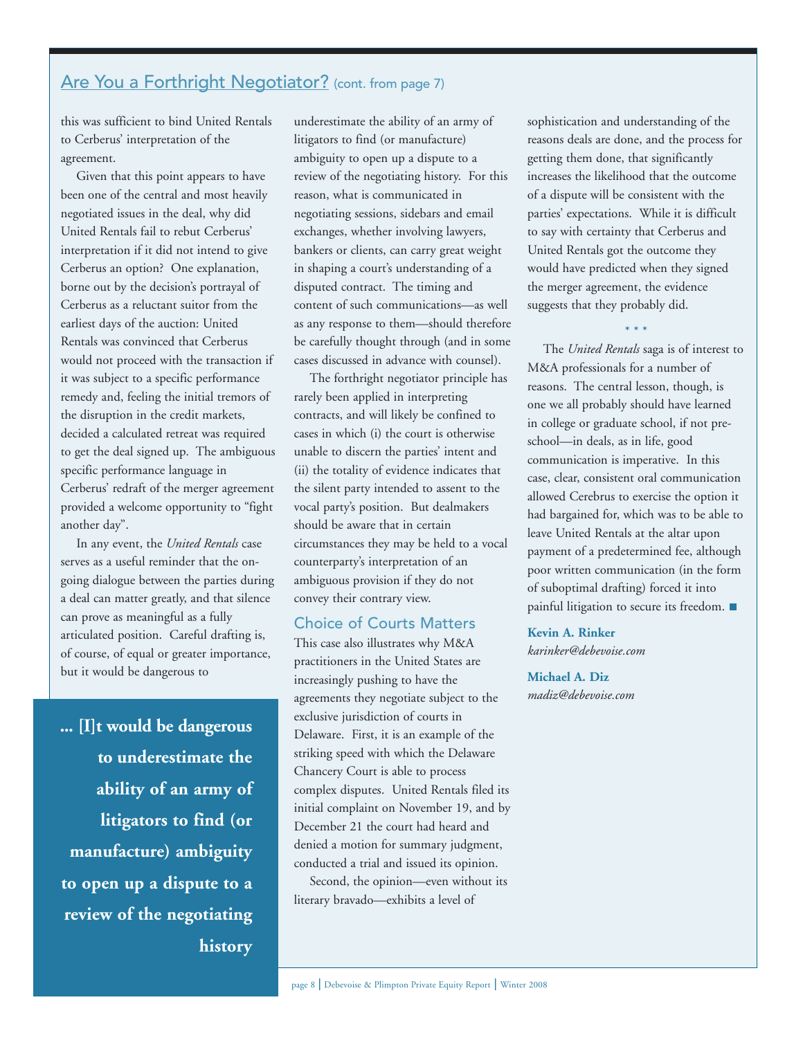## Are You a Forthright Negotiator? (cont. from page 7)

this was sufficient to bind United Rentals to Cerberus' interpretation of the agreement.

Given that this point appears to have been one of the central and most heavily negotiated issues in the deal, why did United Rentals fail to rebut Cerberus' interpretation if it did not intend to give Cerberus an option? One explanation, borne out by the decision's portrayal of Cerberus as a reluctant suitor from the earliest days of the auction: United Rentals was convinced that Cerberus would not proceed with the transaction if it was subject to a specific performance remedy and, feeling the initial tremors of the disruption in the credit markets, decided a calculated retreat was required to get the deal signed up. The ambiguous specific performance language in Cerberus' redraft of the merger agreement provided a welcome opportunity to "fight another day".

In any event, the *United Rentals* case serves as a useful reminder that the on-going dialogue between the parties during a deal can matter greatly, and that silence can prove as meaningful as a fully articulated position. Careful drafting is, of course, of equal or greater importance, but it would be dangerous to underestimate the ability of an army of litigators to find (or manufacture) ambiguity to open up a dispute to a review of the negotiating history. For this reason, what is communicated in negotiating sessions, sidebars and email exchanges, whether involving lawyers, bankers or clients, can carry great weight in shaping a court's understanding of a disputed contract. The timing and content of such communications—as well as any response to them—should therefore be carefully thought through (and in some cases discussed in advance with counsel).

**... [I]t would be dangerous to underestimate the ability of an army of litigators to find (or manufacture) ambiguity to open up a dispute to a review of the negotiating history**

The forthright negotiator principle has rarely been applied in interpreting contracts, and will likely be confined to cases in which (i) the court is otherwise unable to discern the parties' intent and (ii) the totality of evidence indicates that the silent party intended to assent to the vocal party's position. But dealmakers should be aware that in certain circumstances they may be held to a vocal counterparty's interpretation of an ambiguous provision if they do not convey their contrary view.

### Choice of Courts Matters

This case also illustrates why M&A practitioners in the United States are increasingly pushing to have the agreements they negotiate subject to the exclusive jurisdiction of courts in Delaware. First, it is an example of the striking speed with which the Delaware Chancery Court is able to process complex disputes. United Rentals filed its initial complaint on November 19, and by December 21 the court had heard and denied a motion for summary judgment, conducted a trial and issued its opinion.

Second, the opinion—even without its literary bravado—exhibits a level of sophistication and understanding of the reasons deals are done, and the process for getting them done, that significantly increases the likelihood that the outcome of a dispute will be consistent with the parties' expectations. While it is difficult to say with certainty that Cerberus and United Rentals got the outcome they would have predicted when they signed the merger agreement, the evidence suggests that they probably did.

\* \* \*

The *United Rentals* saga is of interest to M&A professionals for a number of reasons. The central lesson, though, is one we all probably should have learned in college or graduate school, if not pre-school—in deals, as in life, good communication is imperative. In this case, clear, consistent oral communication allowed Cerebrus to exercise the option it had bargained for, which was to be able to leave United Rentals at the altar upon payment of a predetermined fee, although poor written communication (in the form of suboptimal drafting) forced it into painful litigation to secure its freedom. ■

**Kevin A. Rinker**
*karinker@debevoise.com*

**Michael A. Diz**
*madiz@debevoise.com*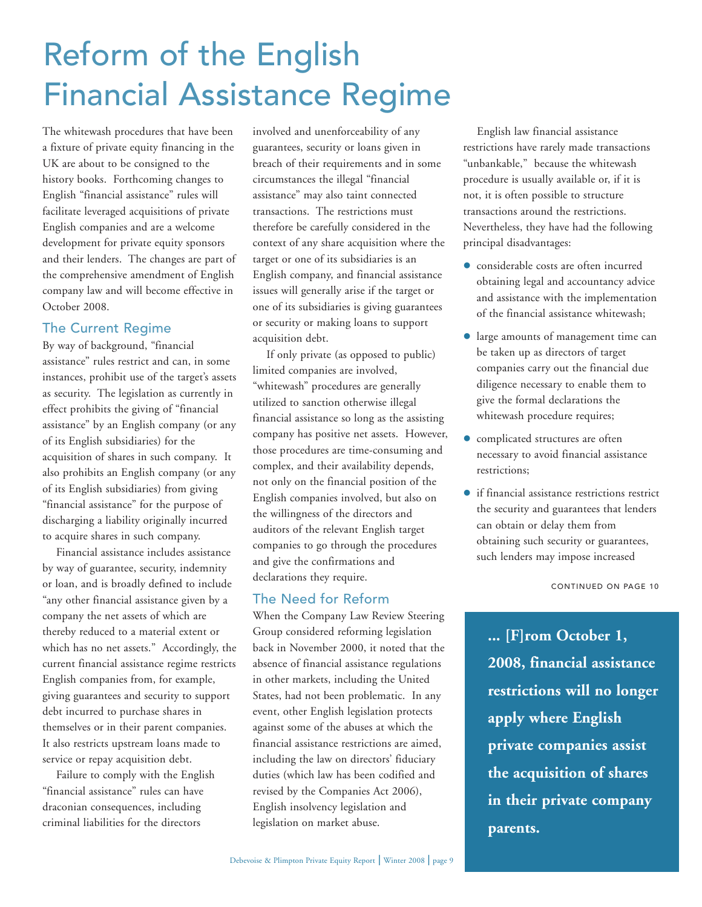# Reform of the English Financial Assistance Regime

The whitewash procedures that have been a fixture of private equity financing in the UK are about to be consigned to the history books. Forthcoming changes to English "financial assistance" rules will facilitate leveraged acquisitions of private English companies and are a welcome development for private equity sponsors and their lenders. The changes are part of the comprehensive amendment of English company law and will become effective in October 2008.

## The Current Regime

By way of background, "financial assistance" rules restrict and can, in some instances, prohibit use of the target's assets as security. The legislation as currently in effect prohibits the giving of "financial assistance" by an English company (or any of its English subsidiaries) for the acquisition of shares in such company. It also prohibits an English company (or any of its English subsidiaries) from giving "financial assistance" for the purpose of discharging a liability originally incurred to acquire shares in such company.

Financial assistance includes assistance by way of guarantee, security, indemnity or loan, and is broadly defined to include "any other financial assistance given by a company the net assets of which are thereby reduced to a material extent or which has no net assets." Accordingly, the current financial assistance regime restricts English companies from, for example, giving guarantees and security to support debt incurred to purchase shares in themselves or in their parent companies. It also restricts upstream loans made to service or repay acquisition debt.

Failure to comply with the English "financial assistance" rules can have draconian consequences, including criminal liabilities for the directors involved and unenforceability of any guarantees, security or loans given in breach of their requirements and in some circumstances the illegal "financial assistance" may also taint connected transactions. The restrictions must therefore be carefully considered in the context of any share acquisition where the target or one of its subsidiaries is an English company, and financial assistance issues will generally arise if the target or one of its subsidiaries is giving guarantees or security or making loans to support acquisition debt.

If only private (as opposed to public) limited companies are involved, "whitewash" procedures are generally utilized to sanction otherwise illegal financial assistance so long as the assisting company has positive net assets. However, those procedures are time-consuming and complex, and their availability depends, not only on the financial position of the English companies involved, but also on the willingness of the directors and auditors of the relevant English target companies to go through the procedures and give the confirmations and declarations they require.

## The Need for Reform

When the Company Law Review Steering Group considered reforming legislation back in November 2000, it noted that the absence of financial assistance regulations in other markets, including the United States, had not been problematic. In any event, other English legislation protects against some of the abuses at which the financial assistance restrictions are aimed, including the law on directors' fiduciary duties (which law has been codified and revised by the Companies Act 2006), English insolvency legislation and legislation on market abuse.

English law financial assistance restrictions have rarely made transactions "unbankable," because the whitewash procedure is usually available or, if it is not, it is often possible to structure transactions around the restrictions. Nevertheless, they have had the following principal disadvantages:

- considerable costs are often incurred obtaining legal and accountancy advice and assistance with the implementation of the financial assistance whitewash;
- large amounts of management time can be taken up as directors of target companies carry out the financial due diligence necessary to enable them to give the formal declarations the whitewash procedure requires;
- complicated structures are often necessary to avoid financial assistance restrictions;
- if financial assistance restrictions restrict the security and guarantees that lenders can obtain or delay them from obtaining such security or guarantees, such lenders may impose increased

CONTINUED ON PAGE 10

**... [F]rom October 1, 2008, financial assistance restrictions will no longer apply where English private companies assist the acquisition of shares in their private company parents.**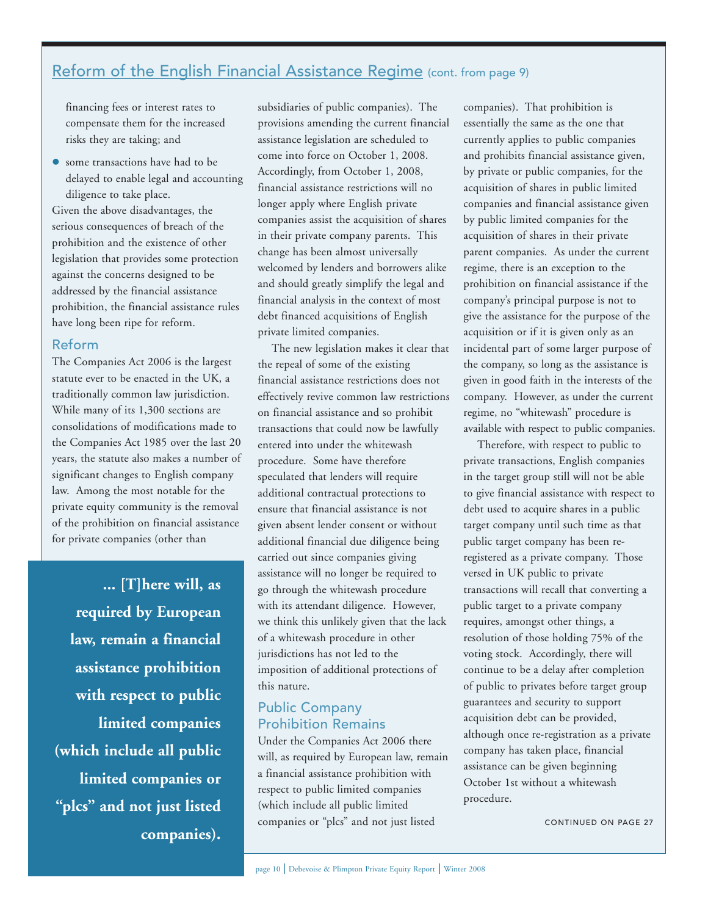## Reform of the English Financial Assistance Regime (cont. from page 9)

financing fees or interest rates to compensate them for the increased risks they are taking; and

- some transactions have had to be delayed to enable legal and accounting diligence to take place.

Given the above disadvantages, the serious consequences of breach of the prohibition and the existence of other legislation that provides some protection against the concerns designed to be addressed by the financial assistance prohibition, the financial assistance rules have long been ripe for reform.

### Reform

The Companies Act 2006 is the largest statute ever to be enacted in the UK, a traditionally common law jurisdiction. While many of its 1,300 sections are consolidations of modifications made to the Companies Act 1985 over the last 20 years, the statute also makes a number of significant changes to English company law. Among the most notable for the private equity community is the removal of the prohibition on financial assistance for private companies (other than subsidiaries of public companies). The provisions amending the current financial assistance legislation are scheduled to come into force on October 1, 2008. Accordingly, from October 1, 2008, financial assistance restrictions will no longer apply where English private companies assist the acquisition of shares in their private company parents. This change has been almost universally welcomed by lenders and borrowers alike and should greatly simplify the legal and financial analysis in the context of most debt financed acquisitions of English private limited companies.

The new legislation makes it clear that the repeal of some of the existing financial assistance restrictions does not effectively revive common law restrictions on financial assistance and so prohibit transactions that could now be lawfully entered into under the whitewash procedure. Some have therefore speculated that lenders will require additional contractual protections to ensure that financial assistance is not given absent lender consent or without additional financial due diligence being carried out since companies giving assistance will no longer be required to go through the whitewash procedure with its attendant diligence. However, we think this unlikely given that the lack of a whitewash procedure in other jurisdictions has not led to the imposition of additional protections of this nature.

> **... [T]here will, as required by European law, remain a financial assistance prohibition with respect to public limited companies (which include all public limited companies or "plcs" and not just listed companies).**

### Public Company Prohibition Remains

Under the Companies Act 2006 there will, as required by European law, remain a financial assistance prohibition with respect to public limited companies (which include all public limited companies or "plcs" and not just listed companies). That prohibition is essentially the same as the one that currently applies to public companies and prohibits financial assistance given, by private or public companies, for the acquisition of shares in public limited companies and financial assistance given by public limited companies for the acquisition of shares in their private parent companies. As under the current regime, there is an exception to the prohibition on financial assistance if the company's principal purpose is not to give the assistance for the purpose of the acquisition or if it is given only as an incidental part of some larger purpose of the company, so long as the assistance is given in good faith in the interests of the company. However, as under the current regime, no "whitewash" procedure is available with respect to public companies.

Therefore, with respect to public to private transactions, English companies in the target group still will not be able to give financial assistance with respect to debt used to acquire shares in a public target company until such time as that public target company has been re-registered as a private company. Those versed in UK public to private transactions will recall that converting a public target to a private company requires, amongst other things, a resolution of those holding 75% of the voting stock. Accordingly, there will continue to be a delay after completion of public to privates before target group guarantees and security to support acquisition debt can be provided, although once re-registration as a private company has taken place, financial assistance can be given beginning October 1st without a whitewash procedure.

CONTINUED ON PAGE 27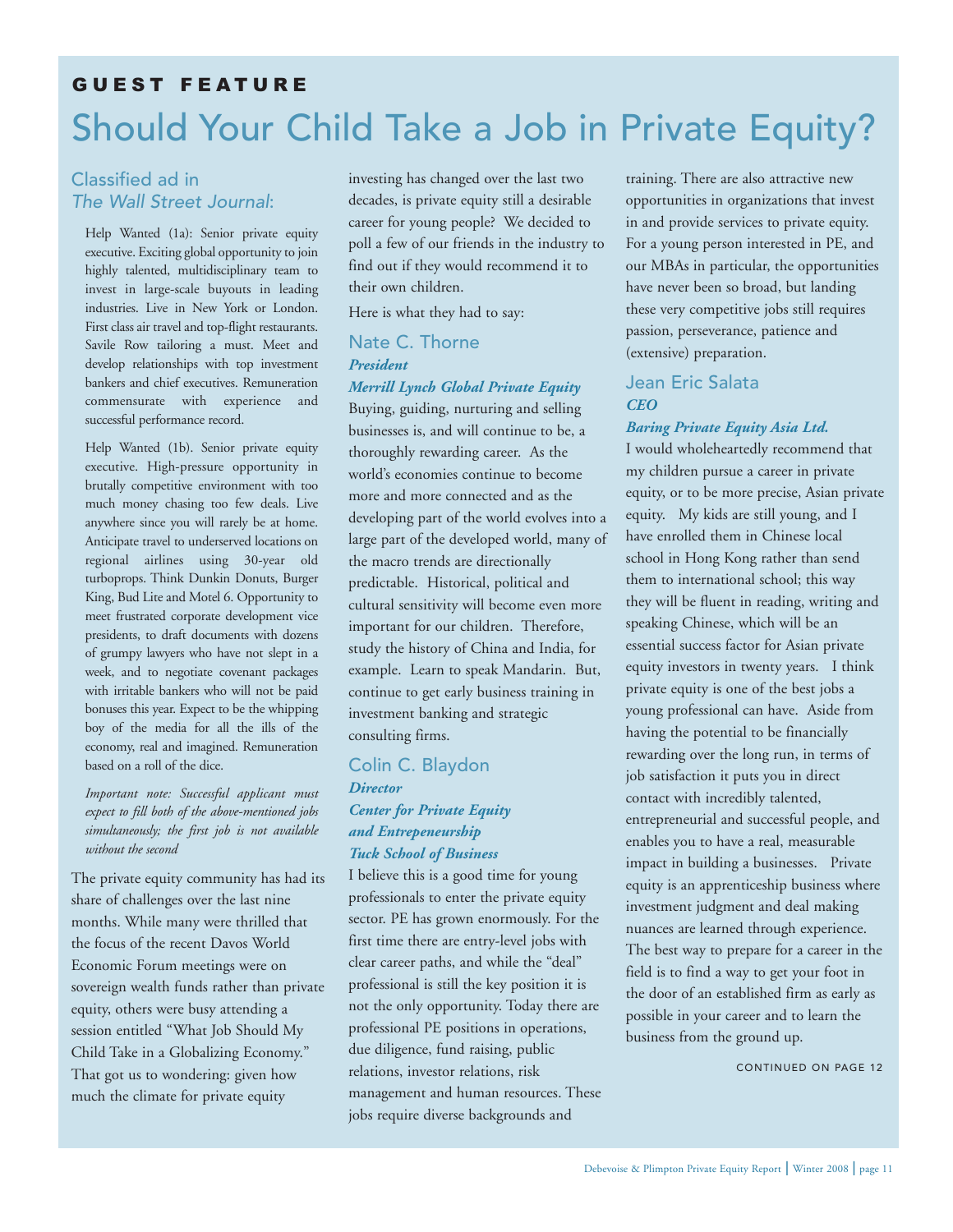## GUEST FEATURE

# Should Your Child Take a Job in Private Equity?

### Classified ad in *The Wall Street Journal*:

Help Wanted (1a): Senior private equity executive. Exciting global opportunity to join highly talented, multidisciplinary team to invest in large-scale buyouts in leading industries. Live in New York or London. First class air travel and top-flight restaurants. Savile Row tailoring a must. Meet and develop relationships with top investment bankers and chief executives. Remuneration commensurate with experience and successful performance record.

Help Wanted (1b). Senior private equity executive. High-pressure opportunity in brutally competitive environment with too much money chasing too few deals. Live anywhere since you will rarely be at home. Anticipate travel to underserved locations on regional airlines using 30-year old turboprops. Think Dunkin Donuts, Burger King, Bud Lite and Motel 6. Opportunity to meet frustrated corporate development vice presidents, to draft documents with dozens of grumpy lawyers who have not slept in a week, and to negotiate covenant packages with irritable bankers who will not be paid bonuses this year. Expect to be the whipping boy of the media for all the ills of the economy, real and imagined. Remuneration based on a roll of the dice.

*Important note: Successful applicant must expect to fill both of the above-mentioned jobs simultaneously; the first job is not available without the second*

The private equity community has had its share of challenges over the last nine months. While many were thrilled that the focus of the recent Davos World Economic Forum meetings were on sovereign wealth funds rather than private equity, others were busy attending a session entitled "What Job Should My Child Take in a Globalizing Economy." That got us to wondering: given how much the climate for private equity investing has changed over the last two decades, is private equity still a desirable career for young people? We decided to poll a few of our friends in the industry to find out if they would recommend it to their own children.

Here is what they had to say:

### Nate C. Thorne
***President***
***Merrill Lynch Global Private Equity***

Buying, guiding, nurturing and selling businesses is, and will continue to be, a thoroughly rewarding career. As the world's economies continue to become more and more connected and as the developing part of the world evolves into a large part of the developed world, many of the macro trends are directionally predictable. Historical, political and cultural sensitivity will become even more important for our children. Therefore, study the history of China and India, for example. Learn to speak Mandarin. But, continue to get early business training in investment banking and strategic consulting firms.

### Colin C. Blaydon
***Director***
***Center for Private Equity and Entrepreneurship***
***Tuck School of Business***

I believe this is a good time for young professionals to enter the private equity sector. PE has grown enormously. For the first time there are entry-level jobs with clear career paths, and while the "deal" professional is still the key position it is not the only opportunity. Today there are professional PE positions in operations, due diligence, fund raising, public relations, investor relations, risk management and human resources. These jobs require diverse backgrounds and training. There are also attractive new opportunities in organizations that invest in and provide services to private equity. For a young person interested in PE, and our MBAs in particular, the opportunities have never been so broad, but landing these very competitive jobs still requires passion, perseverance, patience and (extensive) preparation.

### Jean Eric Salata
***CEO***
***Baring Private Equity Asia Ltd.***

I would wholeheartedly recommend that my children pursue a career in private equity, or to be more precise, Asian private equity. My kids are still young, and I have enrolled them in Chinese local school in Hong Kong rather than send them to international school; this way they will be fluent in reading, writing and speaking Chinese, which will be an essential success factor for Asian private equity investors in twenty years. I think private equity is one of the best jobs a young professional can have. Aside from having the potential to be financially rewarding over the long run, in terms of job satisfaction it puts you in direct contact with incredibly talented, entrepreneurial and successful people, and enables you to have a real, measurable impact in building a businesses. Private equity is an apprenticeship business where investment judgment and deal making nuances are learned through experience. The best way to prepare for a career in the field is to find a way to get your foot in the door of an established firm as early as possible in your career and to learn the business from the ground up.

CONTINUED ON PAGE 12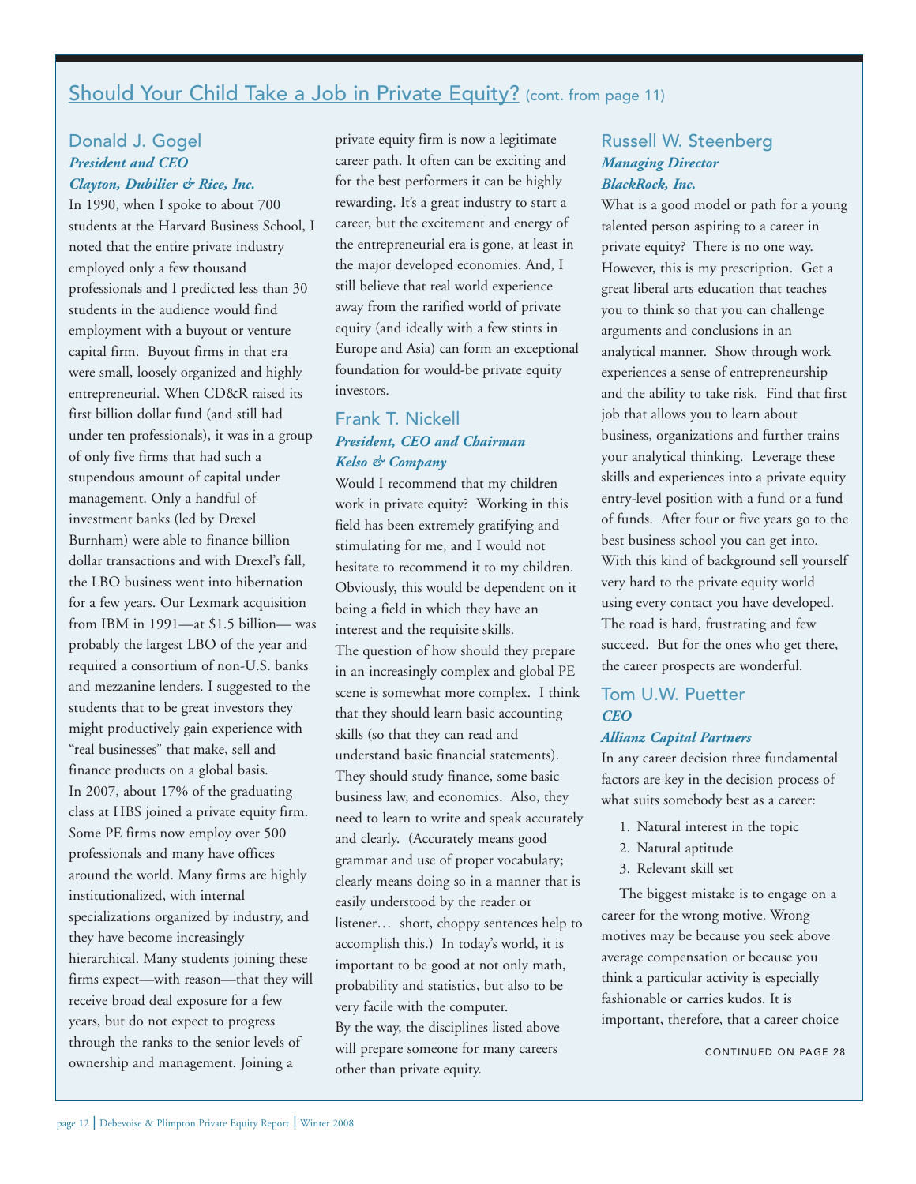## Should Your Child Take a Job in Private Equity? (cont. from page 11)

### Donald J. Gogel
***President and CEO***
***Clayton, Dubilier & Rice, Inc.***

In 1990, when I spoke to about 700 students at the Harvard Business School, I noted that the entire private industry employed only a few thousand professionals and I predicted less than 30 students in the audience would find employment with a buyout or venture capital firm. Buyout firms in that era were small, loosely organized and highly entrepreneurial. When CD&R raised its first billion dollar fund (and still had under ten professionals), it was in a group of only five firms that had such a stupendous amount of capital under management. Only a handful of investment banks (led by Drexel Burnham) were able to finance billion dollar transactions and with Drexel's fall, the LBO business went into hibernation for a few years. Our Lexmark acquisition from IBM in 1991—at $1.5 billion— was probably the largest LBO of the year and required a consortium of non-U.S. banks and mezzanine lenders. I suggested to the students that to be great investors they might productively gain experience with "real businesses" that make, sell and finance products on a global basis.

In 2007, about 17% of the graduating class at HBS joined a private equity firm. Some PE firms now employ over 500 professionals and many have offices around the world. Many firms are highly institutionalized, with internal specializations organized by industry, and they have become increasingly hierarchical. Many students joining these firms expect—with reason—that they will receive broad deal exposure for a few years, but do not expect to progress through the ranks to the senior levels of ownership and management. Joining a private equity firm is now a legitimate career path. It often can be exciting and for the best performers it can be highly rewarding. It's a great industry to start a career, but the excitement and energy of the entrepreneurial era is gone, at least in the major developed economies. And, I still believe that real world experience away from the rarified world of private equity (and ideally with a few stints in Europe and Asia) can form an exceptional foundation for would-be private equity investors.

### Frank T. Nickell
***President, CEO and Chairman***
***Kelso & Company***

Would I recommend that my children work in private equity? Working in this field has been extremely gratifying and stimulating for me, and I would not hesitate to recommend it to my children. Obviously, this would be dependent on it being a field in which they have an interest and the requisite skills.

The question of how should they prepare in an increasingly complex and global PE scene is somewhat more complex. I think that they should learn basic accounting skills (so that they can read and understand basic financial statements). They should study finance, some basic business law, and economics. Also, they need to learn to write and speak accurately and clearly. (Accurately means good grammar and use of proper vocabulary; clearly means doing so in a manner that is easily understood by the reader or listener… short, choppy sentences help to accomplish this.) In today's world, it is important to be good at not only math, probability and statistics, but also to be very facile with the computer.

By the way, the disciplines listed above will prepare someone for many careers other than private equity.

### Russell W. Steenberg
***Managing Director***
***BlackRock, Inc.***

What is a good model or path for a young talented person aspiring to a career in private equity? There is no one way. However, this is my prescription. Get a great liberal arts education that teaches you to think so that you can challenge arguments and conclusions in an analytical manner. Show through work experiences a sense of entrepreneurship and the ability to take risk. Find that first job that allows you to learn about business, organizations and further trains your analytical thinking. Leverage these skills and experiences into a private equity entry-level position with a fund or a fund of funds. After four or five years go to the best business school you can get into. With this kind of background sell yourself very hard to the private equity world using every contact you have developed. The road is hard, frustrating and few succeed. But for the ones who get there, the career prospects are wonderful.

### Tom U.W. Puetter
***CEO***
***Allianz Capital Partners***

In any career decision three fundamental factors are key in the decision process of what suits somebody best as a career:

1. Natural interest in the topic
2. Natural aptitude
3. Relevant skill set

The biggest mistake is to engage on a career for the wrong motive. Wrong motives may be because you seek above average compensation or because you think a particular activity is especially fashionable or carries kudos. It is important, therefore, that a career choice

CONTINUED ON PAGE 28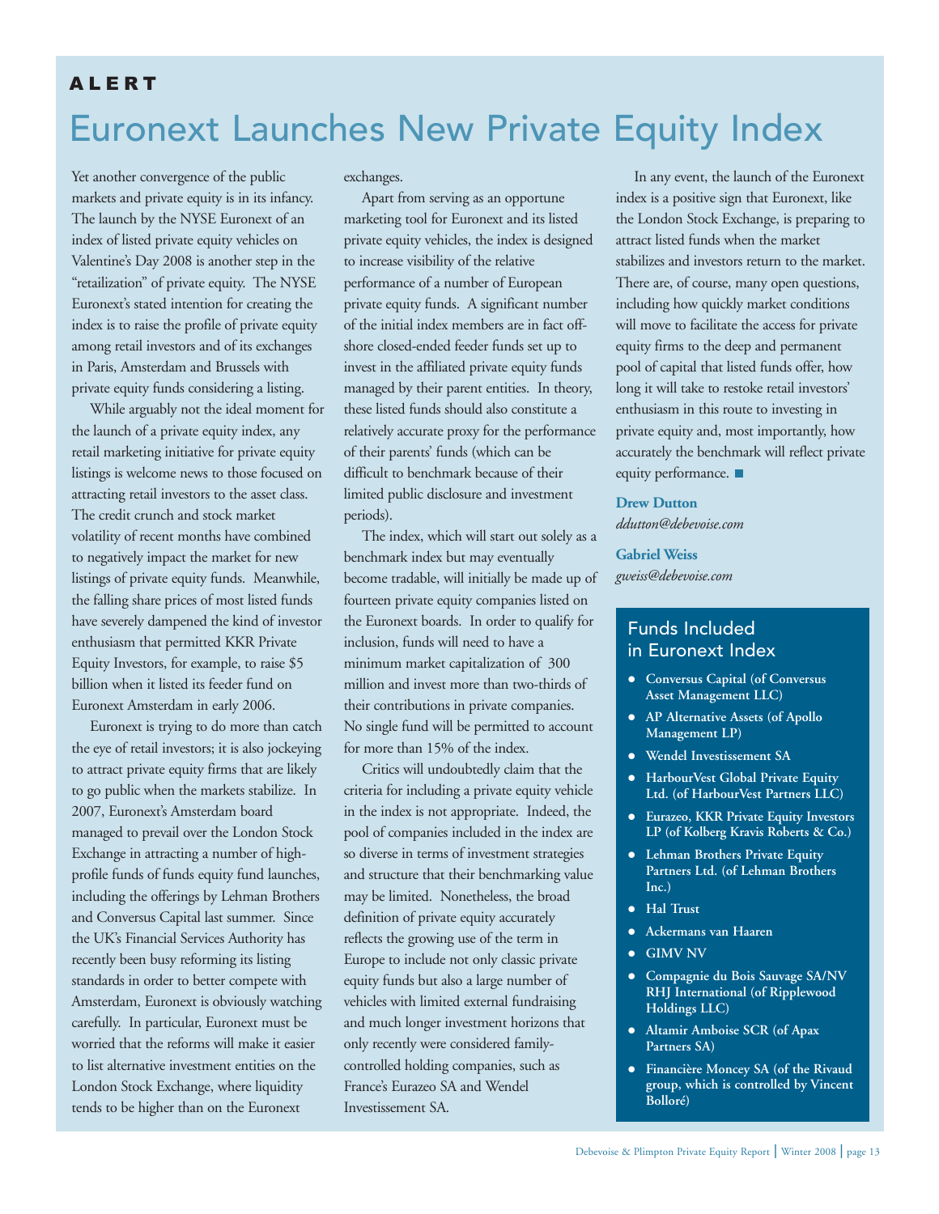**ALERT**

# Euronext Launches New Private Equity Index

Yet another convergence of the public markets and private equity is in its infancy. The launch by the NYSE Euronext of an index of listed private equity vehicles on Valentine's Day 2008 is another step in the "retailization" of private equity. The NYSE Euronext's stated intention for creating the index is to raise the profile of private equity among retail investors and of its exchanges in Paris, Amsterdam and Brussels with private equity funds considering a listing.

While arguably not the ideal moment for the launch of a private equity index, any retail marketing initiative for private equity listings is welcome news to those focused on attracting retail investors to the asset class. The credit crunch and stock market volatility of recent months have combined to negatively impact the market for new listings of private equity funds. Meanwhile, the falling share prices of most listed funds have severely dampened the kind of investor enthusiasm that permitted KKR Private Equity Investors, for example, to raise $5 billion when it listed its feeder fund on Euronext Amsterdam in early 2006.

Euronext is trying to do more than catch the eye of retail investors; it is also jockeying to attract private equity firms that are likely to go public when the markets stabilize. In 2007, Euronext's Amsterdam board managed to prevail over the London Stock Exchange in attracting a number of high-profile funds of funds equity fund launches, including the offerings by Lehman Brothers and Conversus Capital last summer. Since the UK's Financial Services Authority has recently been busy reforming its listing standards in order to better compete with Amsterdam, Euronext is obviously watching carefully. In particular, Euronext must be worried that the reforms will make it easier to list alternative investment entities on the London Stock Exchange, where liquidity tends to be higher than on the Euronext exchanges.

Apart from serving as an opportune marketing tool for Euronext and its listed private equity vehicles, the index is designed to increase visibility of the relative performance of a number of European private equity funds. A significant number of the initial index members are in fact off-shore closed-ended feeder funds set up to invest in the affiliated private equity funds managed by their parent entities. In theory, these listed funds should also constitute a relatively accurate proxy for the performance of their parents' funds (which can be difficult to benchmark because of their limited public disclosure and investment periods).

The index, which will start out solely as a benchmark index but may eventually become tradable, will initially be made up of fourteen private equity companies listed on the Euronext boards. In order to qualify for inclusion, funds will need to have a minimum market capitalization of 300 million and invest more than two-thirds of their contributions in private companies. No single fund will be permitted to account for more than 15% of the index.

Critics will undoubtedly claim that the criteria for including a private equity vehicle in the index is not appropriate. Indeed, the pool of companies included in the index are so diverse in terms of investment strategies and structure that their benchmarking value may be limited. Nonetheless, the broad definition of private equity accurately reflects the growing use of the term in Europe to include not only classic private equity funds but also a large number of vehicles with limited external fundraising and much longer investment horizons that only recently were considered family-controlled holding companies, such as France's Eurazeo SA and Wendel Investissement SA.

In any event, the launch of the Euronext index is a positive sign that Euronext, like the London Stock Exchange, is preparing to attract listed funds when the market stabilizes and investors return to the market. There are, of course, many open questions, including how quickly market conditions will move to facilitate the access for private equity firms to the deep and permanent pool of capital that listed funds offer, how long it will take to restoke retail investors' enthusiasm in this route to investing in private equity and, most importantly, how accurately the benchmark will reflect private equity performance. ■

**Drew Dutton**
*ddutton@debevoise.com*

**Gabriel Weiss**
*gweiss@debevoise.com*

## Funds Included in Euronext Index

- **Conversus Capital (of Conversus Asset Management LLC)**
- **AP Alternative Assets (of Apollo Management LP)**
- **Wendel Investissement SA**
- **HarbourVest Global Private Equity Ltd. (of HarbourVest Partners LLC)**
- **Eurazeo, KKR Private Equity Investors LP (of Kolberg Kravis Roberts & Co.)**
- **Lehman Brothers Private Equity Partners Ltd. (of Lehman Brothers Inc.)**
- **Hal Trust**
- **Ackermans van Haaren**
- **GIMV NV**
- **Compagnie du Bois Sauvage SA/NV RHJ International (of Ripplewood Holdings LLC)**
- **Altamir Amboise SCR (of Apax Partners SA)**
- **Financière Moncey SA (of the Rivaud group, which is controlled by Vincent Bolloré)**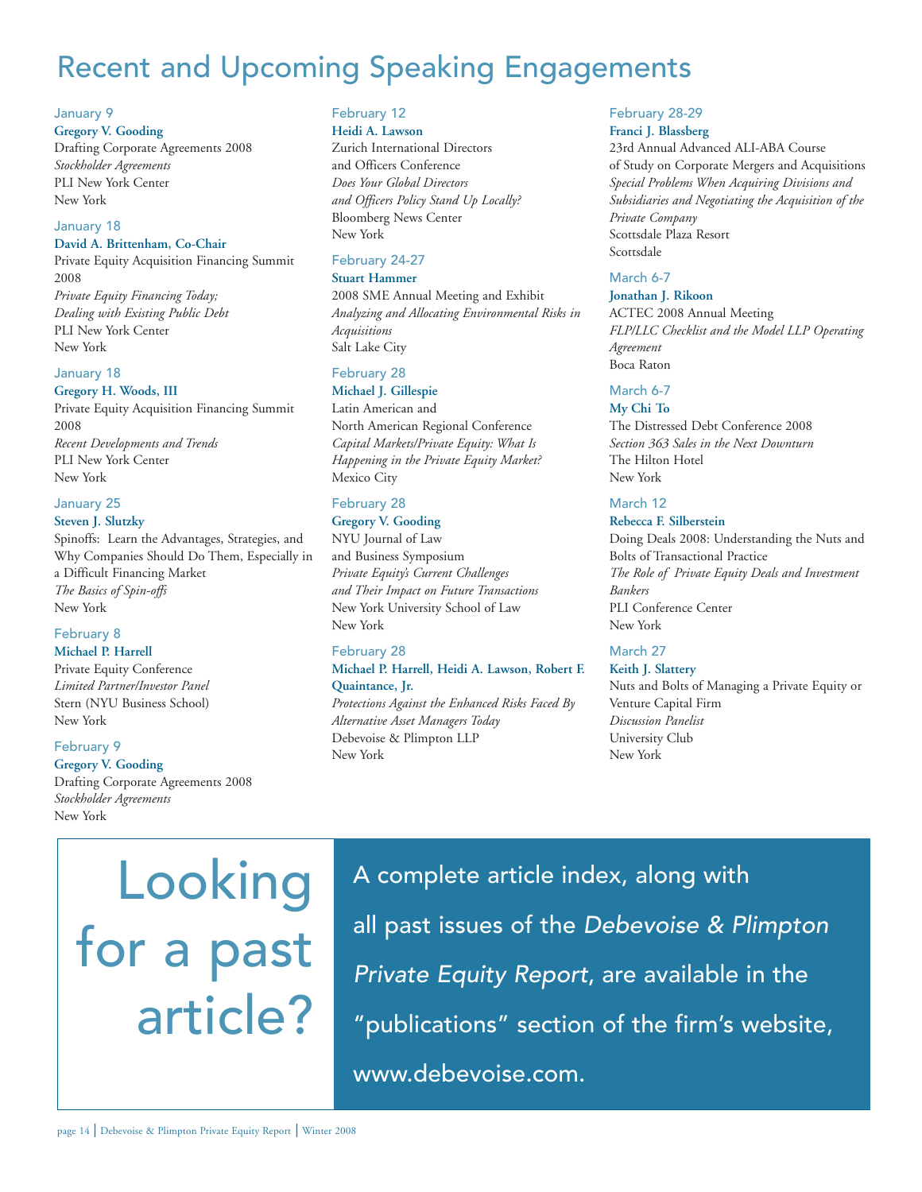# Recent and Upcoming Speaking Engagements

January 9
**Gregory V. Gooding**
Drafting Corporate Agreements 2008
*Stockholder Agreements*
PLI New York Center
New York

January 18
**David A. Brittenham, Co-Chair**
Private Equity Acquisition Financing Summit 2008
*Private Equity Financing Today; Dealing with Existing Public Debt*
PLI New York Center
New York

January 18
**Gregory H. Woods, III**
Private Equity Acquisition Financing Summit 2008
*Recent Developments and Trends*
PLI New York Center
New York

January 25
**Steven J. Slutzky**
Spinoffs: Learn the Advantages, Strategies, and Why Companies Should Do Them, Especially in a Difficult Financing Market
*The Basics of Spin-offs*
New York

February 8
**Michael P. Harrell**
Private Equity Conference
*Limited Partner/Investor Panel*
Stern (NYU Business School)
New York

February 9
**Gregory V. Gooding**
Drafting Corporate Agreements 2008
*Stockholder Agreements*
New York

February 12
**Heidi A. Lawson**
Zurich International Directors and Officers Conference
*Does Your Global Directors and Officers Policy Stand Up Locally?*
Bloomberg News Center
New York

February 24-27
**Stuart Hammer**
2008 SME Annual Meeting and Exhibit
*Analyzing and Allocating Environmental Risks in Acquisitions*
Salt Lake City

February 28
**Michael J. Gillespie**
Latin American and North American Regional Conference
*Capital Markets/Private Equity: What Is Happening in the Private Equity Market?*
Mexico City

February 28
**Gregory V. Gooding**
NYU Journal of Law and Business Symposium
*Private Equity's Current Challenges and Their Impact on Future Transactions*
New York University School of Law
New York

February 28
**Michael P. Harrell, Heidi A. Lawson, Robert F. Quaintance, Jr.**
*Protections Against the Enhanced Risks Faced By Alternative Asset Managers Today*
Debevoise & Plimpton LLP
New York

February 28-29
**Franci J. Blassberg**
23rd Annual Advanced ALI-ABA Course of Study on Corporate Mergers and Acquisitions
*Special Problems When Acquiring Divisions and Subsidiaries and Negotiating the Acquisition of the Private Company*
Scottsdale Plaza Resort
Scottsdale

March 6-7
**Jonathan J. Rikoon**
ACTEC 2008 Annual Meeting
*FLP/LLC Checklist and the Model LLP Operating Agreement*
Boca Raton

March 6-7
**My Chi To**
The Distressed Debt Conference 2008
*Section 363 Sales in the Next Downturn*
The Hilton Hotel
New York

March 12
**Rebecca F. Silberstein**
Doing Deals 2008: Understanding the Nuts and Bolts of Transactional Practice
*The Role of Private Equity Deals and Investment Bankers*
PLI Conference Center
New York

March 27
**Keith J. Slattery**
Nuts and Bolts of Managing a Private Equity or Venture Capital Firm
*Discussion Panelist*
University Club
New York

## Looking for a past article?

A complete article index, along with all past issues of the *Debevoise & Plimpton Private Equity Report*, are available in the "publications" section of the firm's website, www.debevoise.com.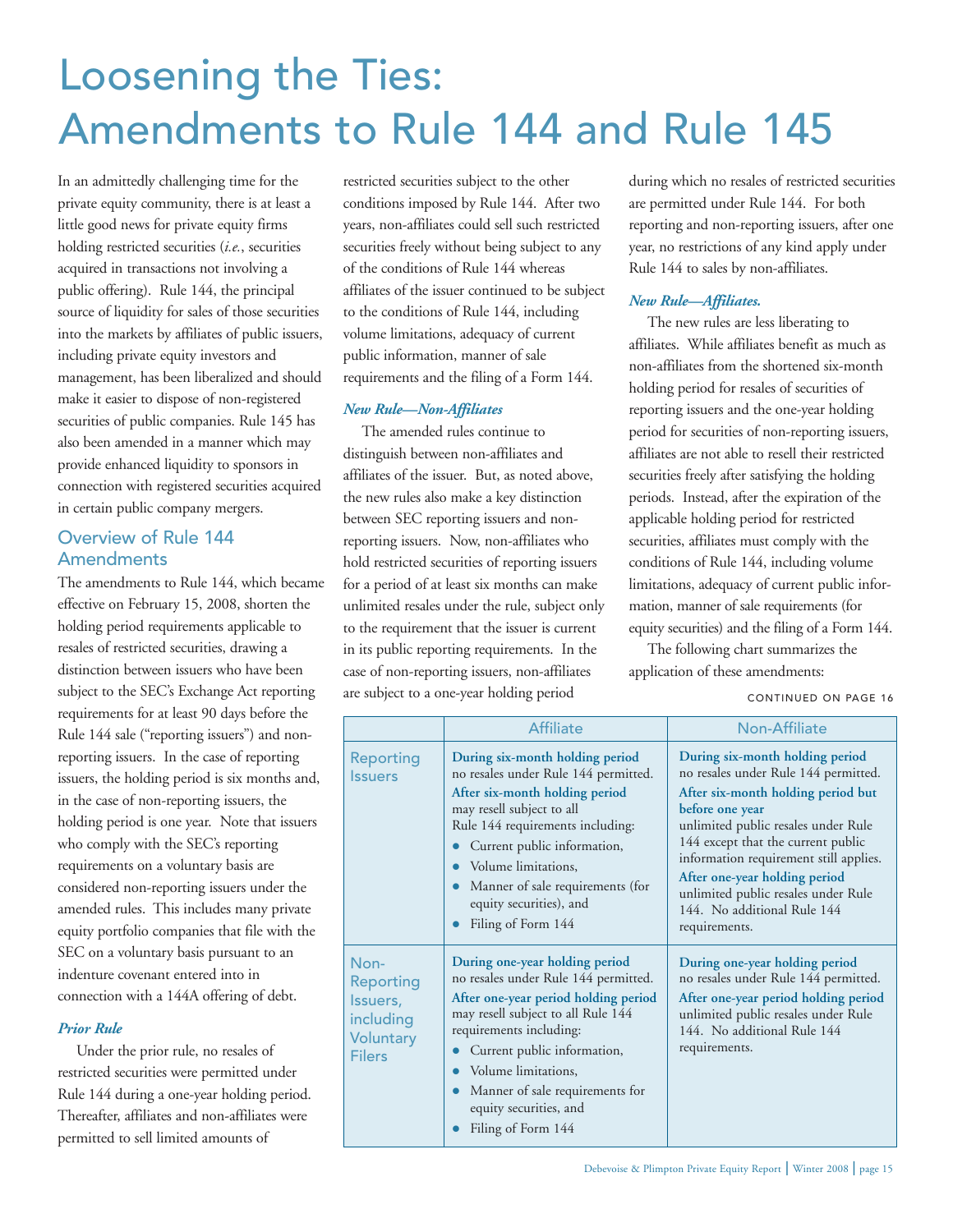# Loosening the Ties: Amendments to Rule 144 and Rule 145

In an admittedly challenging time for the private equity community, there is at least a little good news for private equity firms holding restricted securities (*i.e.*, securities acquired in transactions not involving a public offering). Rule 144, the principal source of liquidity for sales of those securities into the markets by affiliates of public issuers, including private equity investors and management, has been liberalized and should make it easier to dispose of non-registered securities of public companies. Rule 145 has also been amended in a manner which may provide enhanced liquidity to sponsors in connection with registered securities acquired in certain public company mergers.

## Overview of Rule 144 Amendments

The amendments to Rule 144, which became effective on February 15, 2008, shorten the holding period requirements applicable to resales of restricted securities, drawing a distinction between issuers who have been subject to the SEC's Exchange Act reporting requirements for at least 90 days before the Rule 144 sale ("reporting issuers") and non-reporting issuers. In the case of reporting issuers, the holding period is six months and, in the case of non-reporting issuers, the holding period is one year. Note that issuers who comply with the SEC's reporting requirements on a voluntary basis are considered non-reporting issuers under the amended rules. This includes many private equity portfolio companies that file with the SEC on a voluntary basis pursuant to an indenture covenant entered into in connection with a 144A offering of debt.

### *Prior Rule*

Under the prior rule, no resales of restricted securities were permitted under Rule 144 during a one-year holding period. Thereafter, affiliates and non-affiliates were permitted to sell limited amounts of restricted securities subject to the other conditions imposed by Rule 144. After two years, non-affiliates could sell such restricted securities freely without being subject to any of the conditions of Rule 144 whereas affiliates of the issuer continued to be subject to the conditions of Rule 144, including volume limitations, adequacy of current public information, manner of sale requirements and the filing of a Form 144.

### *New Rule—Non-Affiliates*

The amended rules continue to distinguish between non-affiliates and affiliates of the issuer. But, as noted above, the new rules also make a key distinction between SEC reporting issuers and non-reporting issuers. Now, non-affiliates who hold restricted securities of reporting issuers for a period of at least six months can make unlimited resales under the rule, subject only to the requirement that the issuer is current in its public reporting requirements. In the case of non-reporting issuers, non-affiliates are subject to a one-year holding period during which no resales of restricted securities are permitted under Rule 144. For both reporting and non-reporting issuers, after one year, no restrictions of any kind apply under Rule 144 to sales by non-affiliates.

### *New Rule—Affiliates.*

The new rules are less liberating to affiliates. While affiliates benefit as much as non-affiliates from the shortened six-month holding period for resales of securities of reporting issuers and the one-year holding period for securities of non-reporting issuers, affiliates are not able to resell their restricted securities freely after satisfying the holding periods. Instead, after the expiration of the applicable holding period for restricted securities, affiliates must comply with the conditions of Rule 144, including volume limitations, adequacy of current public information, manner of sale requirements (for equity securities) and the filing of a Form 144.

The following chart summarizes the application of these amendments:

CONTINUED ON PAGE 16

| | Affiliate | Non-Affiliate |
|---|---|---|
| Reporting Issuers | **During six-month holding period** no resales under Rule 144 permitted. **After six-month holding period** may resell subject to all Rule 144 requirements including: • Current public information, • Volume limitations, • Manner of sale requirements (for equity securities), and • Filing of Form 144 | **During six-month holding period** no resales under Rule 144 permitted. **After six-month holding period but before one year** unlimited public resales under Rule 144 except that the current public information requirement still applies. **After one-year holding period** unlimited public resales under Rule 144. No additional Rule 144 requirements. |
| Non-Reporting Issuers, including Voluntary Filers | **During one-year holding period** no resales under Rule 144 permitted. **After one-year period holding period** may resell subject to all Rule 144 requirements including: • Current public information, • Volume limitations, • Manner of sale requirements for equity securities, and • Filing of Form 144 | **During one-year holding period** no resales under Rule 144 permitted. **After one-year period holding period** unlimited public resales under Rule 144. No additional Rule 144 requirements. |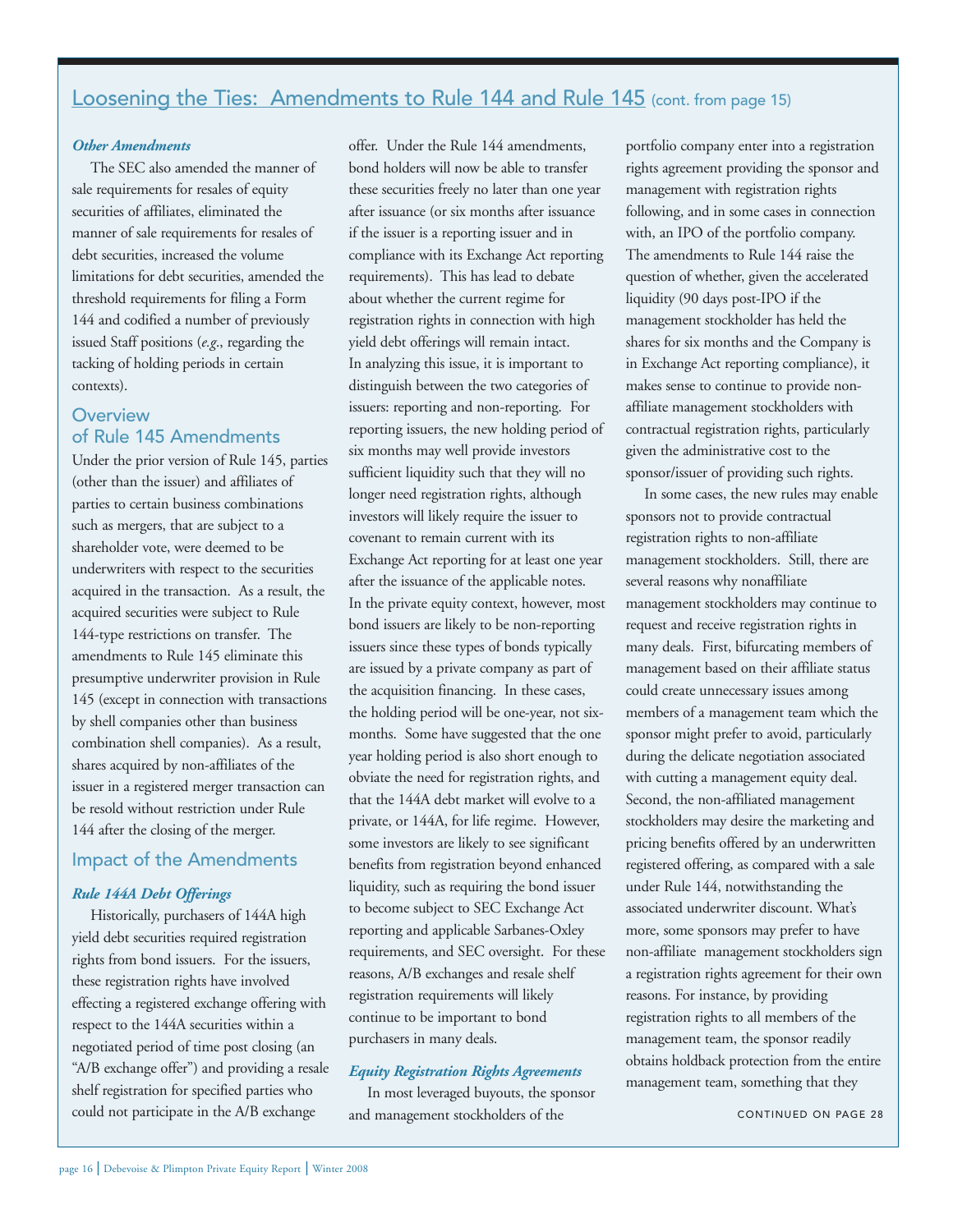## Loosening the Ties: Amendments to Rule 144 and Rule 145 (cont. from page 15)

### *Other Amendments*

The SEC also amended the manner of sale requirements for resales of equity securities of affiliates, eliminated the manner of sale requirements for resales of debt securities, increased the volume limitations for debt securities, amended the threshold requirements for filing a Form 144 and codified a number of previously issued Staff positions (*e.g.*, regarding the tacking of holding periods in certain contexts).

## Overview of Rule 145 Amendments

Under the prior version of Rule 145, parties (other than the issuer) and affiliates of parties to certain business combinations such as mergers, that are subject to a shareholder vote, were deemed to be underwriters with respect to the securities acquired in the transaction. As a result, the acquired securities were subject to Rule 144-type restrictions on transfer. The amendments to Rule 145 eliminate this presumptive underwriter provision in Rule 145 (except in connection with transactions by shell companies other than business combination shell companies). As a result, shares acquired by non-affiliates of the issuer in a registered merger transaction can be resold without restriction under Rule 144 after the closing of the merger.

## Impact of the Amendments

### *Rule 144A Debt Offerings*

Historically, purchasers of 144A high yield debt securities required registration rights from bond issuers. For the issuers, these registration rights have involved effecting a registered exchange offering with respect to the 144A securities within a negotiated period of time post closing (an "A/B exchange offer") and providing a resale shelf registration for specified parties who could not participate in the A/B exchange offer. Under the Rule 144 amendments, bond holders will now be able to transfer these securities freely no later than one year after issuance (or six months after issuance if the issuer is a reporting issuer and in compliance with its Exchange Act reporting requirements). This has lead to debate about whether the current regime for registration rights in connection with high yield debt offerings will remain intact. In analyzing this issue, it is important to distinguish between the two categories of issuers: reporting and non-reporting. For reporting issuers, the new holding period of six months may well provide investors sufficient liquidity such that they will no longer need registration rights, although investors will likely require the issuer to covenant to remain current with its Exchange Act reporting for at least one year after the issuance of the applicable notes. In the private equity context, however, most bond issuers are likely to be non-reporting issuers since these types of bonds typically are issued by a private company as part of the acquisition financing. In these cases, the holding period will be one-year, not six-months. Some have suggested that the one year holding period is also short enough to obviate the need for registration rights, and that the 144A debt market will evolve to a private, or 144A, for life regime. However, some investors are likely to see significant benefits from registration beyond enhanced liquidity, such as requiring the bond issuer to become subject to SEC Exchange Act reporting and applicable Sarbanes-Oxley requirements, and SEC oversight. For these reasons, A/B exchanges and resale shelf registration requirements will likely continue to be important to bond purchasers in many deals.

### *Equity Registration Rights Agreements*

In most leveraged buyouts, the sponsor and management stockholders of the portfolio company enter into a registration rights agreement providing the sponsor and management with registration rights following, and in some cases in connection with, an IPO of the portfolio company. The amendments to Rule 144 raise the question of whether, given the accelerated liquidity (90 days post-IPO if the management stockholder has held the shares for six months and the Company is in Exchange Act reporting compliance), it makes sense to continue to provide non-affiliate management stockholders with contractual registration rights, particularly given the administrative cost to the sponsor/issuer of providing such rights.

In some cases, the new rules may enable sponsors not to provide contractual registration rights to non-affiliate management stockholders. Still, there are several reasons why nonaffiliate management stockholders may continue to request and receive registration rights in many deals. First, bifurcating members of management based on their affiliate status could create unnecessary issues among members of a management team which the sponsor might prefer to avoid, particularly during the delicate negotiation associated with cutting a management equity deal. Second, the non-affiliated management stockholders may desire the marketing and pricing benefits offered by an underwritten registered offering, as compared with a sale under Rule 144, notwithstanding the associated underwriter discount. What's more, some sponsors may prefer to have non-affiliate management stockholders sign a registration rights agreement for their own reasons. For instance, by providing registration rights to all members of the management team, the sponsor readily obtains holdback protection from the entire management team, something that they

CONTINUED ON PAGE 28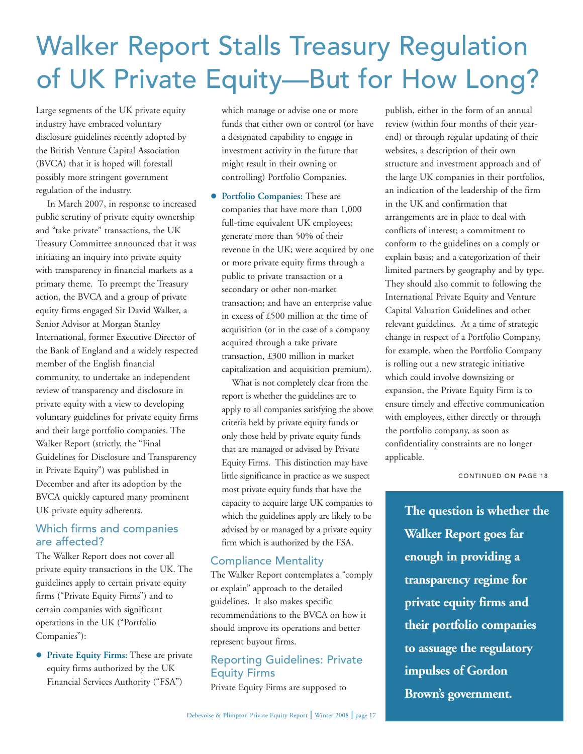# Walker Report Stalls Treasury Regulation of UK Private Equity—But for How Long?

Large segments of the UK private equity industry have embraced voluntary disclosure guidelines recently adopted by the British Venture Capital Association (BVCA) that it is hoped will forestall possibly more stringent government regulation of the industry.

In March 2007, in response to increased public scrutiny of private equity ownership and "take private" transactions, the UK Treasury Committee announced that it was initiating an inquiry into private equity with transparency in financial markets as a primary theme. To preempt the Treasury action, the BVCA and a group of private equity firms engaged Sir David Walker, a Senior Advisor at Morgan Stanley International, former Executive Director of the Bank of England and a widely respected member of the English financial community, to undertake an independent review of transparency and disclosure in private equity with a view to developing voluntary guidelines for private equity firms and their large portfolio companies. The Walker Report (strictly, the "Final Guidelines for Disclosure and Transparency in Private Equity") was published in December and after its adoption by the BVCA quickly captured many prominent UK private equity adherents.

## Which firms and companies are affected?

The Walker Report does not cover all private equity transactions in the UK. The guidelines apply to certain private equity firms ("Private Equity Firms") and to certain companies with significant operations in the UK ("Portfolio Companies"):

- **Private Equity Firms:** These are private equity firms authorized by the UK Financial Services Authority ("FSA") which manage or advise one or more funds that either own or control (or have a designated capability to engage in investment activity in the future that might result in their owning or controlling) Portfolio Companies.
- **Portfolio Companies:** These are companies that have more than 1,000 full-time equivalent UK employees; generate more than 50% of their revenue in the UK; were acquired by one or more private equity firms through a public to private transaction or a secondary or other non-market transaction; and have an enterprise value in excess of £500 million at the time of acquisition (or in the case of a company acquired through a take private transaction, £300 million in market capitalization and acquisition premium).

What is not completely clear from the report is whether the guidelines are to apply to all companies satisfying the above criteria held by private equity funds or only those held by private equity funds that are managed or advised by Private Equity Firms. This distinction may have little significance in practice as we suspect most private equity funds that have the capacity to acquire large UK companies to which the guidelines apply are likely to be advised by or managed by a private equity firm which is authorized by the FSA.

## Compliance Mentality

The Walker Report contemplates a "comply or explain" approach to the detailed guidelines. It also makes specific recommendations to the BVCA on how it should improve its operations and better represent buyout firms.

## Reporting Guidelines: Private Equity Firms

Private Equity Firms are supposed to publish, either in the form of an annual review (within four months of their year-end) or through regular updating of their websites, a description of their own structure and investment approach and of the large UK companies in their portfolios, an indication of the leadership of the firm in the UK and confirmation that arrangements are in place to deal with conflicts of interest; a commitment to conform to the guidelines on a comply or explain basis; and a categorization of their limited partners by geography and by type. They should also commit to following the International Private Equity and Venture Capital Valuation Guidelines and other relevant guidelines. At a time of strategic change in respect of a Portfolio Company, for example, when the Portfolio Company is rolling out a new strategic initiative which could involve downsizing or expansion, the Private Equity Firm is to ensure timely and effective communication with employees, either directly or through the portfolio company, as soon as confidentiality constraints are no longer applicable.

CONTINUED ON PAGE 18

**The question is whether the Walker Report goes far enough in providing a transparency regime for private equity firms and their portfolio companies to assuage the regulatory impulses of Gordon Brown's government.**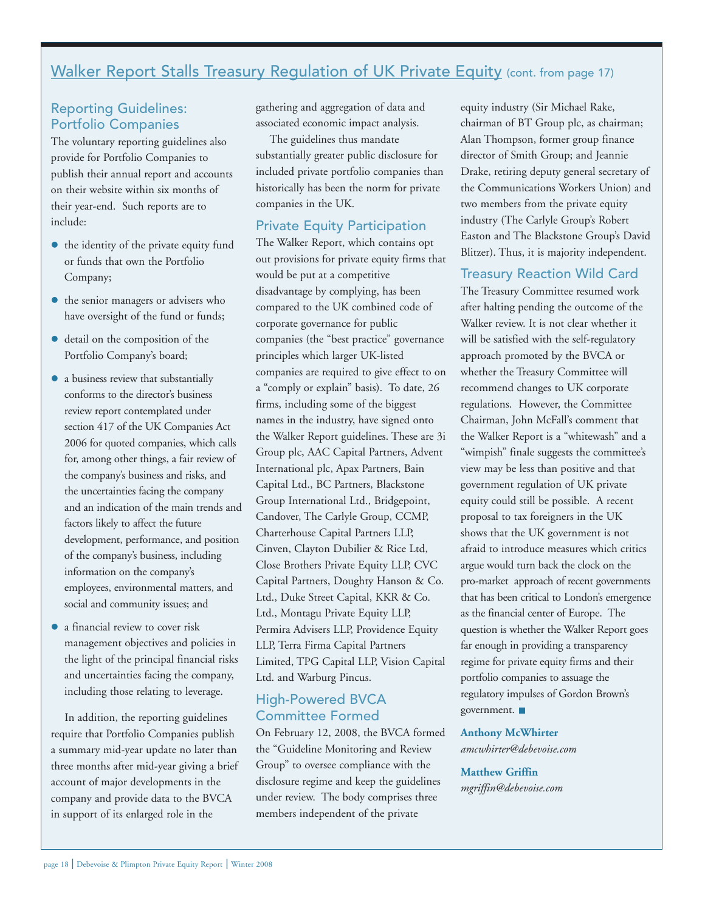## Walker Report Stalls Treasury Regulation of UK Private Equity (cont. from page 17)

### Reporting Guidelines: Portfolio Companies

The voluntary reporting guidelines also provide for Portfolio Companies to publish their annual report and accounts on their website within six months of their year-end. Such reports are to include:

- the identity of the private equity fund or funds that own the Portfolio Company;
- the senior managers or advisers who have oversight of the fund or funds;
- detail on the composition of the Portfolio Company's board;
- a business review that substantially conforms to the director's business review report contemplated under section 417 of the UK Companies Act 2006 for quoted companies, which calls for, among other things, a fair review of the company's business and risks, and the uncertainties facing the company and an indication of the main trends and factors likely to affect the future development, performance, and position of the company's business, including information on the company's employees, environmental matters, and social and community issues; and
- a financial review to cover risk management objectives and policies in the light of the principal financial risks and uncertainties facing the company, including those relating to leverage.

In addition, the reporting guidelines require that Portfolio Companies publish a summary mid-year update no later than three months after mid-year giving a brief account of major developments in the company and provide data to the BVCA in support of its enlarged role in the gathering and aggregation of data and associated economic impact analysis.

The guidelines thus mandate substantially greater public disclosure for included private portfolio companies than historically has been the norm for private companies in the UK.

### Private Equity Participation

The Walker Report, which contains opt out provisions for private equity firms that would be put at a competitive disadvantage by complying, has been compared to the UK combined code of corporate governance for public companies (the "best practice" governance principles which larger UK-listed companies are required to give effect to on a "comply or explain" basis). To date, 26 firms, including some of the biggest names in the industry, have signed onto the Walker Report guidelines. These are 3i Group plc, AAC Capital Partners, Advent International plc, Apax Partners, Bain Capital Ltd., BC Partners, Blackstone Group International Ltd., Bridgepoint, Candover, The Carlyle Group, CCMP, Charterhouse Capital Partners LLP, Cinven, Clayton Dubilier & Rice Ltd, Close Brothers Private Equity LLP, CVC Capital Partners, Doughty Hanson & Co. Ltd., Duke Street Capital, KKR & Co. Ltd., Montagu Private Equity LLP, Permira Advisers LLP, Providence Equity LLP, Terra Firma Capital Partners Limited, TPG Capital LLP, Vision Capital Ltd. and Warburg Pincus.

### High-Powered BVCA Committee Formed

On February 12, 2008, the BVCA formed the "Guideline Monitoring and Review Group" to oversee compliance with the disclosure regime and keep the guidelines under review. The body comprises three members independent of the private equity industry (Sir Michael Rake, chairman of BT Group plc, as chairman; Alan Thompson, former group finance director of Smith Group; and Jeannie Drake, retiring deputy general secretary of the Communications Workers Union) and two members from the private equity industry (The Carlyle Group's Robert Easton and The Blackstone Group's David Blitzer). Thus, it is majority independent.

### Treasury Reaction Wild Card

The Treasury Committee resumed work after halting pending the outcome of the Walker review. It is not clear whether it will be satisfied with the self-regulatory approach promoted by the BVCA or whether the Treasury Committee will recommend changes to UK corporate regulations. However, the Committee Chairman, John McFall's comment that the Walker Report is a "whitewash" and a "wimpish" finale suggests the committee's view may be less than positive and that government regulation of UK private equity could still be possible. A recent proposal to tax foreigners in the UK shows that the UK government is not afraid to introduce measures which critics argue would turn back the clock on the pro-market approach of recent governments that has been critical to London's emergence as the financial center of Europe. The question is whether the Walker Report goes far enough in providing a transparency regime for private equity firms and their portfolio companies to assuage the regulatory impulses of Gordon Brown's government. ■

**Anthony McWhirter**
*amcwhirter@debevoise.com*

**Matthew Griffin**
*mgriffin@debevoise.com*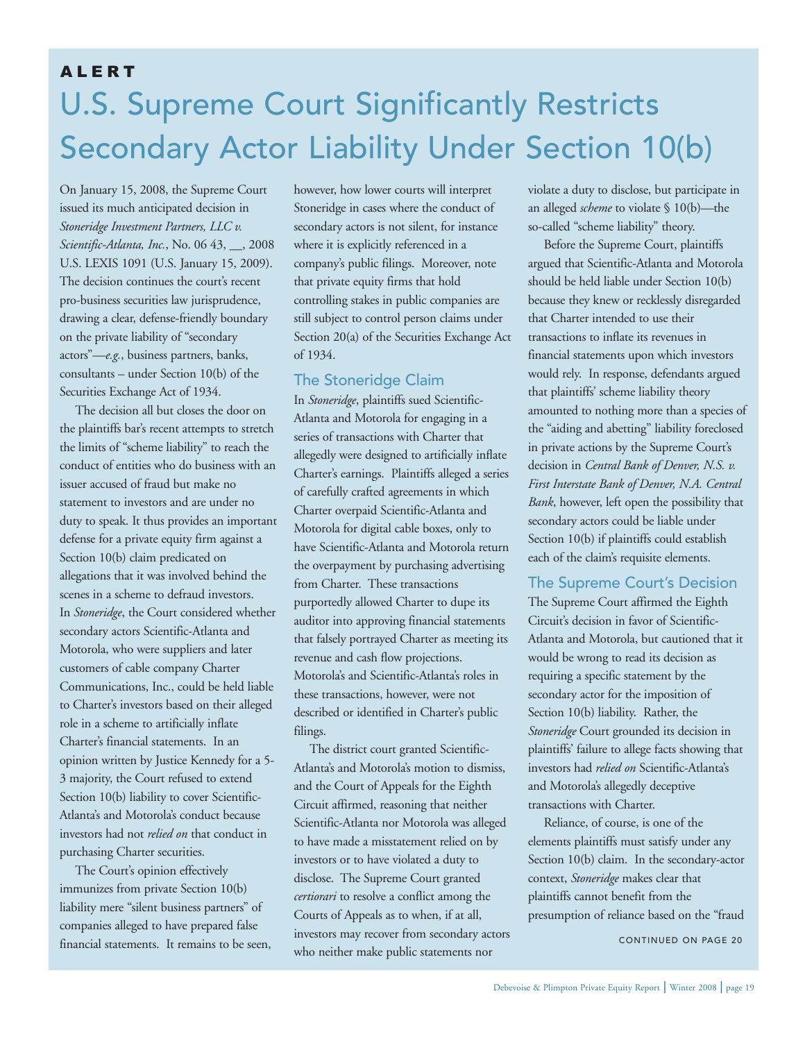**ALERT**

# U.S. Supreme Court Significantly Restricts Secondary Actor Liability Under Section 10(b)

On January 15, 2008, the Supreme Court issued its much anticipated decision in *Stoneridge Investment Partners, LLC v. Scientific-Atlanta, Inc.*, No. 06 43, __, 2008 U.S. LEXIS 1091 (U.S. January 15, 2009). The decision continues the court's recent pro-business securities law jurisprudence, drawing a clear, defense-friendly boundary on the private liability of "secondary actors"—*e.g.*, business partners, banks, consultants – under Section 10(b) of the Securities Exchange Act of 1934.

The decision all but closes the door on the plaintiffs bar's recent attempts to stretch the limits of "scheme liability" to reach the conduct of entities who do business with an issuer accused of fraud but make no statement to investors and are under no duty to speak. It thus provides an important defense for a private equity firm against a Section 10(b) claim predicated on allegations that it was involved behind the scenes in a scheme to defraud investors. In *Stoneridge*, the Court considered whether secondary actors Scientific-Atlanta and Motorola, who were suppliers and later customers of cable company Charter Communications, Inc., could be held liable to Charter's investors based on their alleged role in a scheme to artificially inflate Charter's financial statements. In an opinion written by Justice Kennedy for a 5-3 majority, the Court refused to extend Section 10(b) liability to cover Scientific-Atlanta's and Motorola's conduct because investors had not *relied on* that conduct in purchasing Charter securities.

The Court's opinion effectively immunizes from private Section 10(b) liability mere "silent business partners" of companies alleged to have prepared false financial statements. It remains to be seen, however, how lower courts will interpret Stoneridge in cases where the conduct of secondary actors is not silent, for instance where it is explicitly referenced in a company's public filings. Moreover, note that private equity firms that hold controlling stakes in public companies are still subject to control person claims under Section 20(a) of the Securities Exchange Act of 1934.

## The Stoneridge Claim

In *Stoneridge*, plaintiffs sued Scientific-Atlanta and Motorola for engaging in a series of transactions with Charter that allegedly were designed to artificially inflate Charter's earnings. Plaintiffs alleged a series of carefully crafted agreements in which Charter overpaid Scientific-Atlanta and Motorola for digital cable boxes, only to have Scientific-Atlanta and Motorola return the overpayment by purchasing advertising from Charter. These transactions purportedly allowed Charter to dupe its auditor into approving financial statements that falsely portrayed Charter as meeting its revenue and cash flow projections. Motorola's and Scientific-Atlanta's roles in these transactions, however, were not described or identified in Charter's public filings.

The district court granted Scientific-Atlanta's and Motorola's motion to dismiss, and the Court of Appeals for the Eighth Circuit affirmed, reasoning that neither Scientific-Atlanta nor Motorola was alleged to have made a misstatement relied on by investors or to have violated a duty to disclose. The Supreme Court granted *certiorari* to resolve a conflict among the Courts of Appeals as to when, if at all, investors may recover from secondary actors who neither make public statements nor violate a duty to disclose, but participate in an alleged *scheme* to violate § 10(b)—the so-called "scheme liability" theory.

Before the Supreme Court, plaintiffs argued that Scientific-Atlanta and Motorola should be held liable under Section 10(b) because they knew or recklessly disregarded that Charter intended to use their transactions to inflate its revenues in financial statements upon which investors would rely. In response, defendants argued that plaintiffs' scheme liability theory amounted to nothing more than a species of the "aiding and abetting" liability foreclosed in private actions by the Supreme Court's decision in *Central Bank of Denver, N.S. v. First Interstate Bank of Denver, N.A. Central Bank*, however, left open the possibility that secondary actors could be liable under Section 10(b) if plaintiffs could establish each of the claim's requisite elements.

## The Supreme Court's Decision

The Supreme Court affirmed the Eighth Circuit's decision in favor of Scientific-Atlanta and Motorola, but cautioned that it would be wrong to read its decision as requiring a specific statement by the secondary actor for the imposition of Section 10(b) liability. Rather, the *Stoneridge* Court grounded its decision in plaintiffs' failure to allege facts showing that investors had *relied on* Scientific-Atlanta's and Motorola's allegedly deceptive transactions with Charter.

Reliance, of course, is one of the elements plaintiffs must satisfy under any Section 10(b) claim. In the secondary-actor context, *Stoneridge* makes clear that plaintiffs cannot benefit from the presumption of reliance based on the "fraud

CONTINUED ON PAGE 20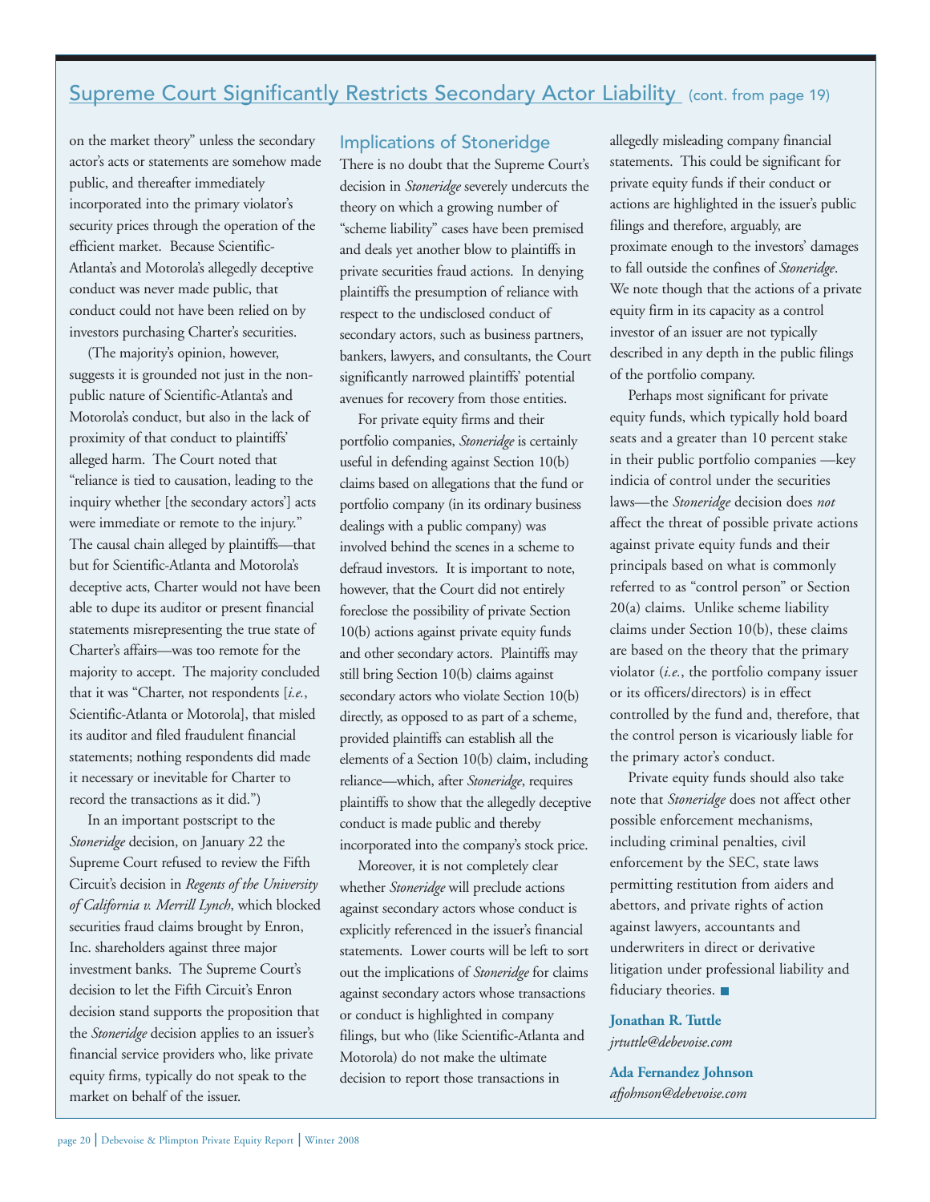## Supreme Court Significantly Restricts Secondary Actor Liability (cont. from page 19)

on the market theory" unless the secondary actor's acts or statements are somehow made public, and thereafter immediately incorporated into the primary violator's security prices through the operation of the efficient market. Because Scientific-Atlanta's and Motorola's allegedly deceptive conduct was never made public, that conduct could not have been relied on by investors purchasing Charter's securities.

(The majority's opinion, however, suggests it is grounded not just in the non-public nature of Scientific-Atlanta's and Motorola's conduct, but also in the lack of proximity of that conduct to plaintiffs' alleged harm. The Court noted that "reliance is tied to causation, leading to the inquiry whether [the secondary actors'] acts were immediate or remote to the injury." The causal chain alleged by plaintiffs—that but for Scientific-Atlanta and Motorola's deceptive acts, Charter would not have been able to dupe its auditor or present financial statements misrepresenting the true state of Charter's affairs—was too remote for the majority to accept. The majority concluded that it was "Charter, not respondents [*i.e.*, Scientific-Atlanta or Motorola], that misled its auditor and filed fraudulent financial statements; nothing respondents did made it necessary or inevitable for Charter to record the transactions as it did.")

In an important postscript to the *Stoneridge* decision, on January 22 the Supreme Court refused to review the Fifth Circuit's decision in *Regents of the University of California v. Merrill Lynch*, which blocked securities fraud claims brought by Enron, Inc. shareholders against three major investment banks. The Supreme Court's decision to let the Fifth Circuit's Enron decision stand supports the proposition that the *Stoneridge* decision applies to an issuer's financial service providers who, like private equity firms, typically do not speak to the market on behalf of the issuer.

### Implications of Stoneridge

There is no doubt that the Supreme Court's decision in *Stoneridge* severely undercuts the theory on which a growing number of "scheme liability" cases have been premised and deals yet another blow to plaintiffs in private securities fraud actions. In denying plaintiffs the presumption of reliance with respect to the undisclosed conduct of secondary actors, such as business partners, bankers, lawyers, and consultants, the Court significantly narrowed plaintiffs' potential avenues for recovery from those entities.

For private equity firms and their portfolio companies, *Stoneridge* is certainly useful in defending against Section 10(b) claims based on allegations that the fund or portfolio company (in its ordinary business dealings with a public company) was involved behind the scenes in a scheme to defraud investors. It is important to note, however, that the Court did not entirely foreclose the possibility of private Section 10(b) actions against private equity funds and other secondary actors. Plaintiffs may still bring Section 10(b) claims against secondary actors who violate Section 10(b) directly, as opposed to as part of a scheme, provided plaintiffs can establish all the elements of a Section 10(b) claim, including reliance—which, after *Stoneridge*, requires plaintiffs to show that the allegedly deceptive conduct is made public and thereby incorporated into the company's stock price.

Moreover, it is not completely clear whether *Stoneridge* will preclude actions against secondary actors whose conduct is explicitly referenced in the issuer's financial statements. Lower courts will be left to sort out the implications of *Stoneridge* for claims against secondary actors whose transactions or conduct is highlighted in company filings, but who (like Scientific-Atlanta and Motorola) do not make the ultimate decision to report those transactions in allegedly misleading company financial statements. This could be significant for private equity funds if their conduct or actions are highlighted in the issuer's public filings and therefore, arguably, are proximate enough to the investors' damages to fall outside the confines of *Stoneridge*. We note though that the actions of a private equity firm in its capacity as a control investor of an issuer are not typically described in any depth in the public filings of the portfolio company.

Perhaps most significant for private equity funds, which typically hold board seats and a greater than 10 percent stake in their public portfolio companies —key indicia of control under the securities laws—the *Stoneridge* decision does *not* affect the threat of possible private actions against private equity funds and their principals based on what is commonly referred to as "control person" or Section 20(a) claims. Unlike scheme liability claims under Section 10(b), these claims are based on the theory that the primary violator (*i.e.*, the portfolio company issuer or its officers/directors) is in effect controlled by the fund and, therefore, that the control person is vicariously liable for the primary actor's conduct.

Private equity funds should also take note that *Stoneridge* does not affect other possible enforcement mechanisms, including criminal penalties, civil enforcement by the SEC, state laws permitting restitution from aiders and abettors, and private rights of action against lawyers, accountants and underwriters in direct or derivative litigation under professional liability and fiduciary theories. ■

**Jonathan R. Tuttle**
*jrtuttle@debevoise.com*

**Ada Fernandez Johnson**
*afjohnson@debevoise.com*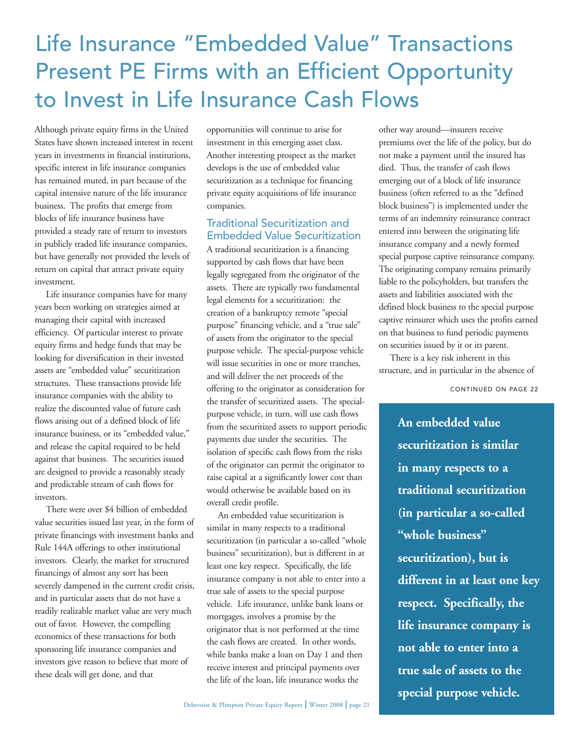# Life Insurance "Embedded Value" Transactions Present PE Firms with an Efficient Opportunity to Invest in Life Insurance Cash Flows

Although private equity firms in the United States have shown increased interest in recent years in investments in financial institutions, specific interest in life insurance companies has remained muted, in part because of the capital intensive nature of the life insurance business. The profits that emerge from blocks of life insurance business have provided a steady rate of return to investors in publicly traded life insurance companies, but have generally not provided the levels of return on capital that attract private equity investment.

Life insurance companies have for many years been working on strategies aimed at managing their capital with increased efficiency. Of particular interest to private equity firms and hedge funds that may be looking for diversification in their invested assets are "embedded value" securitization structures. These transactions provide life insurance companies with the ability to realize the discounted value of future cash flows arising out of a defined block of life insurance business, or its "embedded value," and release the capital required to be held against that business. The securities issued are designed to provide a reasonably steady and predictable stream of cash flows for investors.

There were over $4 billion of embedded value securities issued last year, in the form of private financings with investment banks and Rule 144A offerings to other institutional investors. Clearly, the market for structured financings of almost any sort has been severely dampened in the current credit crisis, and in particular assets that do not have a readily realizable market value are very much out of favor. However, the compelling economics of these transactions for both sponsoring life insurance companies and investors give reason to believe that more of these deals will get done, and that opportunities will continue to arise for investment in this emerging asset class. Another interesting prospect as the market develops is the use of embedded value securitization as a technique for financing private equity acquisitions of life insurance companies.

## Traditional Securitization and Embedded Value Securitization

A traditional securitization is a financing supported by cash flows that have been legally segregated from the originator of the assets. There are typically two fundamental legal elements for a securitization: the creation of a bankruptcy remote "special purpose" financing vehicle, and a "true sale" of assets from the originator to the special purpose vehicle. The special-purpose vehicle will issue securities in one or more tranches, and will deliver the net proceeds of the offering to the originator as consideration for the transfer of securitized assets. The special-purpose vehicle, in turn, will use cash flows from the securitized assets to support periodic payments due under the securities. The isolation of specific cash flows from the risks of the originator can permit the originator to raise capital at a significantly lower cost than would otherwise be available based on its overall credit profile.

An embedded value securitization is similar in many respects to a traditional securitization (in particular a so-called "whole business" securitization), but is different in at least one key respect. Specifically, the life insurance company is not able to enter into a true sale of assets to the special purpose vehicle. Life insurance, unlike bank loans or mortgages, involves a promise by the originator that is not performed at the time the cash flows are created. In other words, while banks make a loan on Day 1 and then receive interest and principal payments over the life of the loan, life insurance works the other way around—insurers receive premiums over the life of the policy, but do not make a payment until the insured has died. Thus, the transfer of cash flows emerging out of a block of life insurance business (often referred to as the "defined block business") is implemented under the terms of an indemnity reinsurance contract entered into between the originating life insurance company and a newly formed special purpose captive reinsurance company. The originating company remains primarily liable to the policyholders, but transfers the assets and liabilities associated with the defined block business to the special purpose captive reinsurer which uses the profits earned on that business to fund periodic payments on securities issued by it or its parent.

There is a key risk inherent in this structure, and in particular in the absence of

CONTINUED ON PAGE 22

**An embedded value securitization is similar in many respects to a traditional securitization (in particular a so-called "whole business" securitization), but is different in at least one key respect. Specifically, the life insurance company is not able to enter into a true sale of assets to the special purpose vehicle.**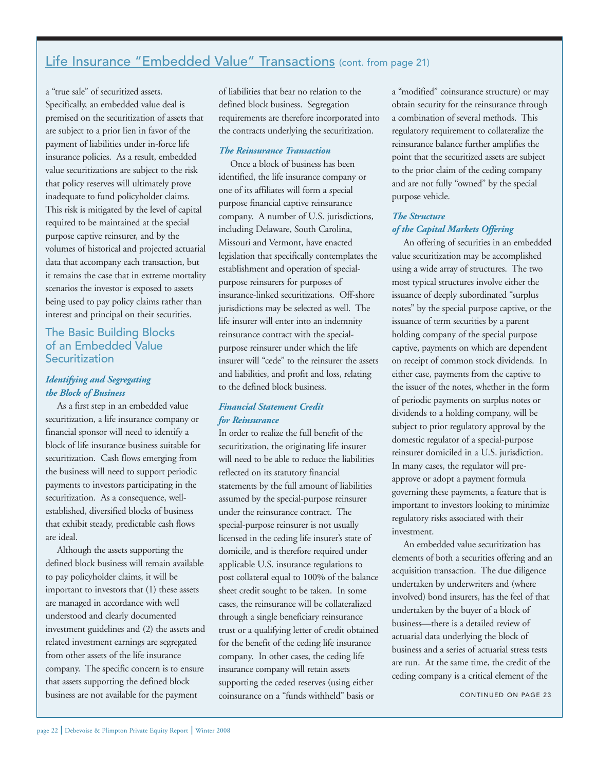## Life Insurance "Embedded Value" Transactions (cont. from page 21)

a "true sale" of securitized assets. Specifically, an embedded value deal is premised on the securitization of assets that are subject to a prior lien in favor of the payment of liabilities under in-force life insurance policies. As a result, embedded value securitizations are subject to the risk that policy reserves will ultimately prove inadequate to fund policyholder claims. This risk is mitigated by the level of capital required to be maintained at the special purpose captive reinsurer, and by the volumes of historical and projected actuarial data that accompany each transaction, but it remains the case that in extreme mortality scenarios the investor is exposed to assets being used to pay policy claims rather than interest and principal on their securities.

### The Basic Building Blocks of an Embedded Value Securitization

#### *Identifying and Segregating the Block of Business*

As a first step in an embedded value securitization, a life insurance company or financial sponsor will need to identify a block of life insurance business suitable for securitization. Cash flows emerging from the business will need to support periodic payments to investors participating in the securitization. As a consequence, well-established, diversified blocks of business that exhibit steady, predictable cash flows are ideal.

Although the assets supporting the defined block business will remain available to pay policyholder claims, it will be important to investors that (1) these assets are managed in accordance with well understood and clearly documented investment guidelines and (2) the assets and related investment earnings are segregated from other assets of the life insurance company. The specific concern is to ensure that assets supporting the defined block business are not available for the payment of liabilities that bear no relation to the defined block business. Segregation requirements are therefore incorporated into the contracts underlying the securitization.

#### *The Reinsurance Transaction*

Once a block of business has been identified, the life insurance company or one of its affiliates will form a special purpose financial captive reinsurance company. A number of U.S. jurisdictions, including Delaware, South Carolina, Missouri and Vermont, have enacted legislation that specifically contemplates the establishment and operation of special-purpose reinsurers for purposes of insurance-linked securitizations. Off-shore jurisdictions may be selected as well. The life insurer will enter into an indemnity reinsurance contract with the special-purpose reinsurer under which the life insurer will "cede" to the reinsurer the assets and liabilities, and profit and loss, relating to the defined block business.

#### *Financial Statement Credit for Reinsurance*

In order to realize the full benefit of the securitization, the originating life insurer will need to be able to reduce the liabilities reflected on its statutory financial statements by the full amount of liabilities assumed by the special-purpose reinsurer under the reinsurance contract. The special-purpose reinsurer is not usually licensed in the ceding life insurer's state of domicile, and is therefore required under applicable U.S. insurance regulations to post collateral equal to 100% of the balance sheet credit sought to be taken. In some cases, the reinsurance will be collateralized through a single beneficiary reinsurance trust or a qualifying letter of credit obtained for the benefit of the ceding life insurance company. In other cases, the ceding life insurance company will retain assets supporting the ceded reserves (using either coinsurance on a "funds withheld" basis or a "modified" coinsurance structure) or may obtain security for the reinsurance through a combination of several methods. This regulatory requirement to collateralize the reinsurance balance further amplifies the point that the securitized assets are subject to the prior claim of the ceding company and are not fully "owned" by the special purpose vehicle.

#### *The Structure of the Capital Markets Offering*

An offering of securities in an embedded value securitization may be accomplished using a wide array of structures. The two most typical structures involve either the issuance of deeply subordinated "surplus notes" by the special purpose captive, or the issuance of term securities by a parent holding company of the special purpose captive, payments on which are dependent on receipt of common stock dividends. In either case, payments from the captive to the issuer of the notes, whether in the form of periodic payments on surplus notes or dividends to a holding company, will be subject to prior regulatory approval by the domestic regulator of a special-purpose reinsurer domiciled in a U.S. jurisdiction. In many cases, the regulator will pre-approve or adopt a payment formula governing these payments, a feature that is important to investors looking to minimize regulatory risks associated with their investment.

An embedded value securitization has elements of both a securities offering and an acquisition transaction. The due diligence undertaken by underwriters and (where involved) bond insurers, has the feel of that undertaken by the buyer of a block of business—there is a detailed review of actuarial data underlying the block of business and a series of actuarial stress tests are run. At the same time, the credit of the ceding company is a critical element of the

CONTINUED ON PAGE 23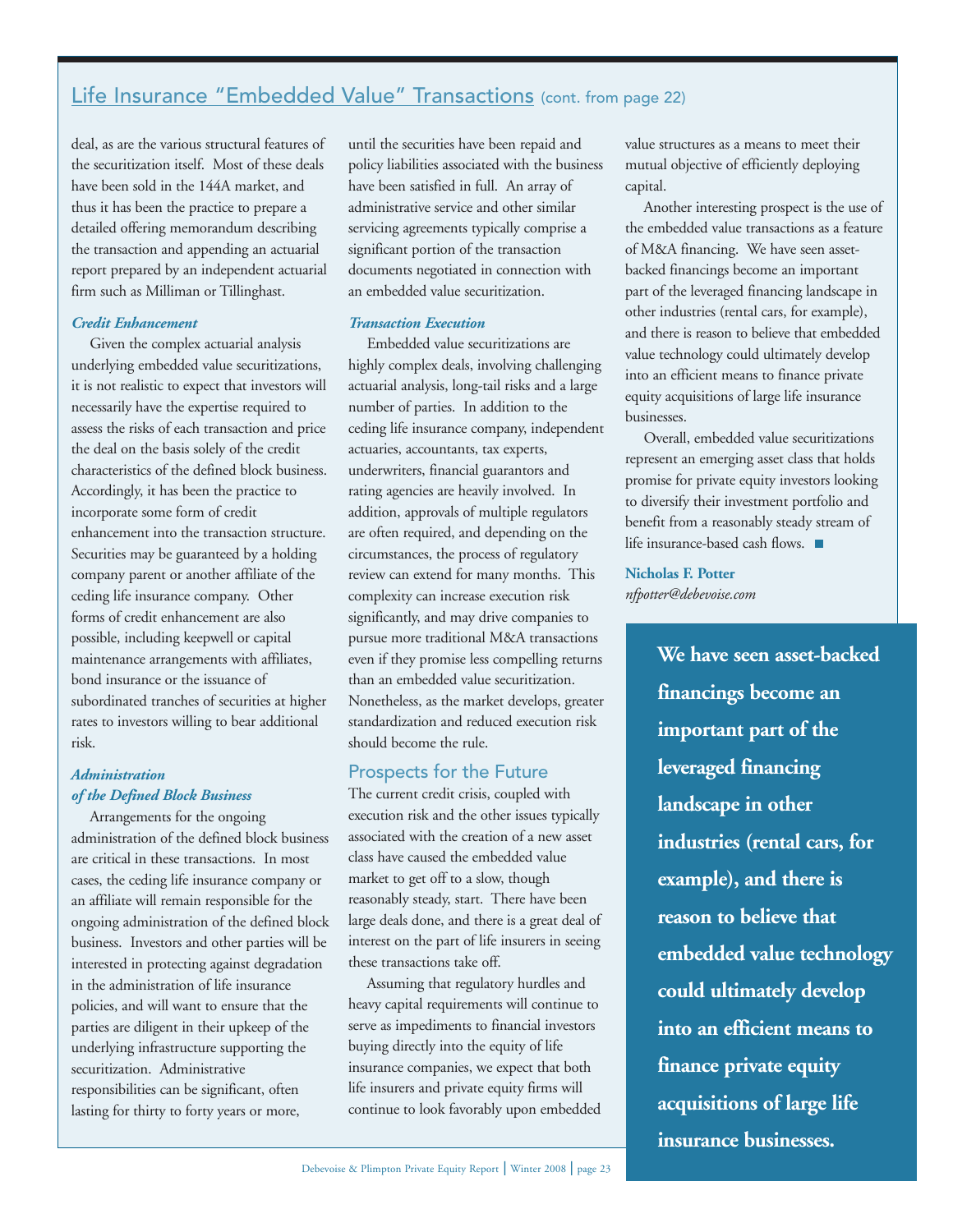## Life Insurance "Embedded Value" Transactions (cont. from page 22)

deal, as are the various structural features of the securitization itself. Most of these deals have been sold in the 144A market, and thus it has been the practice to prepare a detailed offering memorandum describing the transaction and appending an actuarial report prepared by an independent actuarial firm such as Milliman or Tillinghast.

### *Credit Enhancement*

Given the complex actuarial analysis underlying embedded value securitizations, it is not realistic to expect that investors will necessarily have the expertise required to assess the risks of each transaction and price the deal on the basis solely of the credit characteristics of the defined block business. Accordingly, it has been the practice to incorporate some form of credit enhancement into the transaction structure. Securities may be guaranteed by a holding company parent or another affiliate of the ceding life insurance company. Other forms of credit enhancement are also possible, including keepwell or capital maintenance arrangements with affiliates, bond insurance or the issuance of subordinated tranches of securities at higher rates to investors willing to bear additional risk.

### *Administration of the Defined Block Business*

Arrangements for the ongoing administration of the defined block business are critical in these transactions. In most cases, the ceding life insurance company or an affiliate will remain responsible for the ongoing administration of the defined block business. Investors and other parties will be interested in protecting against degradation in the administration of life insurance policies, and will want to ensure that the parties are diligent in their upkeep of the underlying infrastructure supporting the securitization. Administrative responsibilities can be significant, often lasting for thirty to forty years or more, until the securities have been repaid and policy liabilities associated with the business have been satisfied in full. An array of administrative service and other similar servicing agreements typically comprise a significant portion of the transaction documents negotiated in connection with an embedded value securitization.

### *Transaction Execution*

Embedded value securitizations are highly complex deals, involving challenging actuarial analysis, long-tail risks and a large number of parties. In addition to the ceding life insurance company, independent actuaries, accountants, tax experts, underwriters, financial guarantors and rating agencies are heavily involved. In addition, approvals of multiple regulators are often required, and depending on the circumstances, the process of regulatory review can extend for many months. This complexity can increase execution risk significantly, and may drive companies to pursue more traditional M&A transactions even if they promise less compelling returns than an embedded value securitization. Nonetheless, as the market develops, greater standardization and reduced execution risk should become the rule.

### Prospects for the Future

The current credit crisis, coupled with execution risk and the other issues typically associated with the creation of a new asset class have caused the embedded value market to get off to a slow, though reasonably steady, start. There have been large deals done, and there is a great deal of interest on the part of life insurers in seeing these transactions take off.

Assuming that regulatory hurdles and heavy capital requirements will continue to serve as impediments to financial investors buying directly into the equity of life insurance companies, we expect that both life insurers and private equity firms will continue to look favorably upon embedded value structures as a means to meet their mutual objective of efficiently deploying capital.

Another interesting prospect is the use of the embedded value transactions as a feature of M&A financing. We have seen asset-backed financings become an important part of the leveraged financing landscape in other industries (rental cars, for example), and there is reason to believe that embedded value technology could ultimately develop into an efficient means to finance private equity acquisitions of large life insurance businesses.

Overall, embedded value securitizations represent an emerging asset class that holds promise for private equity investors looking to diversify their investment portfolio and benefit from a reasonably steady stream of life insurance-based cash flows. ■

**Nicholas F. Potter**
*nfpotter@debevoise.com*

**We have seen asset-backed financings become an important part of the leveraged financing landscape in other industries (rental cars, for example), and there is reason to believe that embedded value technology could ultimately develop into an efficient means to finance private equity acquisitions of large life insurance businesses.**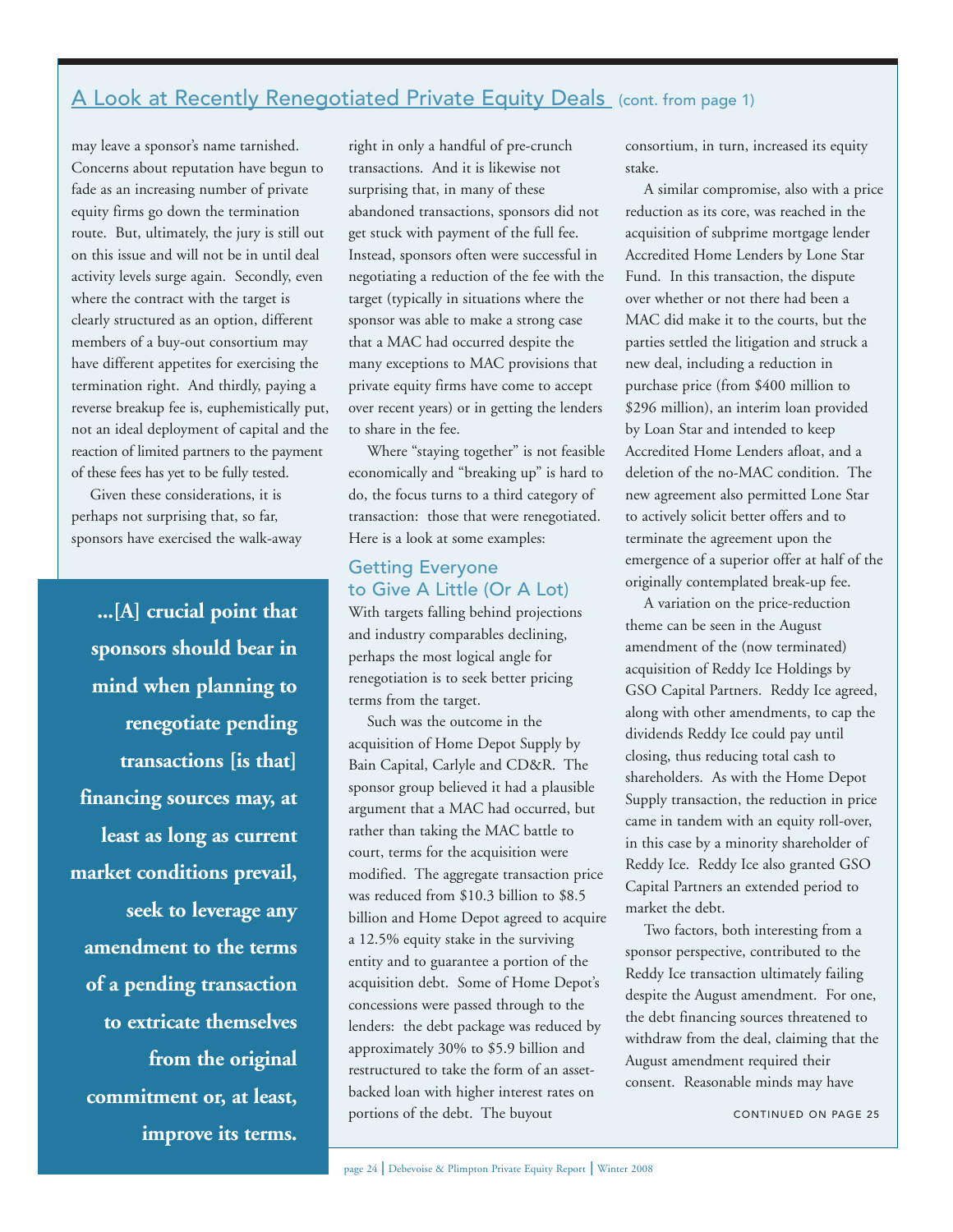## A Look at Recently Renegotiated Private Equity Deals (cont. from page 1)

may leave a sponsor's name tarnished. Concerns about reputation have begun to fade as an increasing number of private equity firms go down the termination route. But, ultimately, the jury is still out on this issue and will not be in until deal activity levels surge again. Secondly, even where the contract with the target is clearly structured as an option, different members of a buy-out consortium may have different appetites for exercising the termination right. And thirdly, paying a reverse breakup fee is, euphemistically put, not an ideal deployment of capital and the reaction of limited partners to the payment of these fees has yet to be fully tested.

Given these considerations, it is perhaps not surprising that, so far, sponsors have exercised the walk-away right in only a handful of pre-crunch transactions. And it is likewise not surprising that, in many of these abandoned transactions, sponsors did not get stuck with payment of the full fee. Instead, sponsors often were successful in negotiating a reduction of the fee with the target (typically in situations where the sponsor was able to make a strong case that a MAC had occurred despite the many exceptions to MAC provisions that private equity firms have come to accept over recent years) or in getting the lenders to share in the fee.

> **...[A] crucial point that sponsors should bear in mind when planning to renegotiate pending transactions [is that] financing sources may, at least as long as current market conditions prevail, seek to leverage any amendment to the terms of a pending transaction to extricate themselves from the original commitment or, at least, improve its terms.**

Where "staying together" is not feasible economically and "breaking up" is hard to do, the focus turns to a third category of transaction: those that were renegotiated. Here is a look at some examples:

### Getting Everyone to Give A Little (Or A Lot)

With targets falling behind projections and industry comparables declining, perhaps the most logical angle for renegotiation is to seek better pricing terms from the target.

Such was the outcome in the acquisition of Home Depot Supply by Bain Capital, Carlyle and CD&R. The sponsor group believed it had a plausible argument that a MAC had occurred, but rather than taking the MAC battle to court, terms for the acquisition were modified. The aggregate transaction price was reduced from $10.3 billion to $8.5 billion and Home Depot agreed to acquire a 12.5% equity stake in the surviving entity and to guarantee a portion of the acquisition debt. Some of Home Depot's concessions were passed through to the lenders: the debt package was reduced by approximately 30% to $5.9 billion and restructured to take the form of an asset-backed loan with higher interest rates on portions of the debt. The buyout consortium, in turn, increased its equity stake.

A similar compromise, also with a price reduction as its core, was reached in the acquisition of subprime mortgage lender Accredited Home Lenders by Lone Star Fund. In this transaction, the dispute over whether or not there had been a MAC did make it to the courts, but the parties settled the litigation and struck a new deal, including a reduction in purchase price (from $400 million to $296 million), an interim loan provided by Loan Star and intended to keep Accredited Home Lenders afloat, and a deletion of the no-MAC condition. The new agreement also permitted Lone Star to actively solicit better offers and to terminate the agreement upon the emergence of a superior offer at half of the originally contemplated break-up fee.

A variation on the price-reduction theme can be seen in the August amendment of the (now terminated) acquisition of Reddy Ice Holdings by GSO Capital Partners. Reddy Ice agreed, along with other amendments, to cap the dividends Reddy Ice could pay until closing, thus reducing total cash to shareholders. As with the Home Depot Supply transaction, the reduction in price came in tandem with an equity roll-over, in this case by a minority shareholder of Reddy Ice. Reddy Ice also granted GSO Capital Partners an extended period to market the debt.

Two factors, both interesting from a sponsor perspective, contributed to the Reddy Ice transaction ultimately failing despite the August amendment. For one, the debt financing sources threatened to withdraw from the deal, claiming that the August amendment required their consent. Reasonable minds may have

CONTINUED ON PAGE 25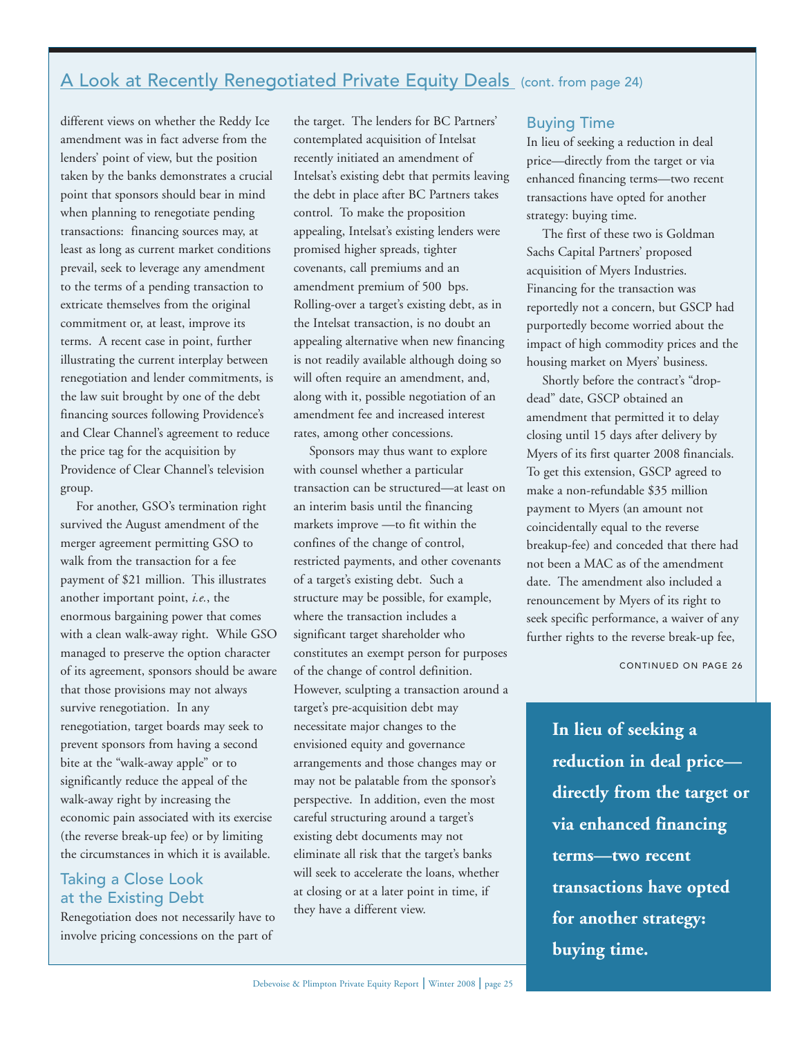## A Look at Recently Renegotiated Private Equity Deals (cont. from page 24)

different views on whether the Reddy Ice amendment was in fact adverse from the lenders' point of view, but the position taken by the banks demonstrates a crucial point that sponsors should bear in mind when planning to renegotiate pending transactions: financing sources may, at least as long as current market conditions prevail, seek to leverage any amendment to the terms of a pending transaction to extricate themselves from the original commitment or, at least, improve its terms. A recent case in point, further illustrating the current interplay between renegotiation and lender commitments, is the law suit brought by one of the debt financing sources following Providence's and Clear Channel's agreement to reduce the price tag for the acquisition by Providence of Clear Channel's television group.

For another, GSO's termination right survived the August amendment of the merger agreement permitting GSO to walk from the transaction for a fee payment of $21 million. This illustrates another important point, *i.e.*, the enormous bargaining power that comes with a clean walk-away right. While GSO managed to preserve the option character of its agreement, sponsors should be aware that those provisions may not always survive renegotiation. In any renegotiation, target boards may seek to prevent sponsors from having a second bite at the "walk-away apple" or to significantly reduce the appeal of the walk-away right by increasing the economic pain associated with its exercise (the reverse break-up fee) or by limiting the circumstances in which it is available.

### Taking a Close Look at the Existing Debt

Renegotiation does not necessarily have to involve pricing concessions on the part of the target. The lenders for BC Partners' contemplated acquisition of Intelsat recently initiated an amendment of Intelsat's existing debt that permits leaving the debt in place after BC Partners takes control. To make the proposition appealing, Intelsat's existing lenders were promised higher spreads, tighter covenants, call premiums and an amendment premium of 500 bps. Rolling-over a target's existing debt, as in the Intelsat transaction, is no doubt an appealing alternative when new financing is not readily available although doing so will often require an amendment, and, along with it, possible negotiation of an amendment fee and increased interest rates, among other concessions.

Sponsors may thus want to explore with counsel whether a particular transaction can be structured—at least on an interim basis until the financing markets improve —to fit within the confines of the change of control, restricted payments, and other covenants of a target's existing debt. Such a structure may be possible, for example, where the transaction includes a significant target shareholder who constitutes an exempt person for purposes of the change of control definition. However, sculpting a transaction around a target's pre-acquisition debt may necessitate major changes to the envisioned equity and governance arrangements and those changes may or may not be palatable from the sponsor's perspective. In addition, even the most careful structuring around a target's existing debt documents may not eliminate all risk that the target's banks will seek to accelerate the loans, whether at closing or at a later point in time, if they have a different view.

### Buying Time

In lieu of seeking a reduction in deal price—directly from the target or via enhanced financing terms—two recent transactions have opted for another strategy: buying time.

The first of these two is Goldman Sachs Capital Partners' proposed acquisition of Myers Industries. Financing for the transaction was reportedly not a concern, but GSCP had purportedly become worried about the impact of high commodity prices and the housing market on Myers' business.

Shortly before the contract's "drop-dead" date, GSCP obtained an amendment that permitted it to delay closing until 15 days after delivery by Myers of its first quarter 2008 financials. To get this extension, GSCP agreed to make a non-refundable $35 million payment to Myers (an amount not coincidentally equal to the reverse breakup-fee) and conceded that there had not been a MAC as of the amendment date. The amendment also included a renouncement by Myers of its right to seek specific performance, a waiver of any further rights to the reverse break-up fee,

CONTINUED ON PAGE 26

**In lieu of seeking a reduction in deal price—directly from the target or via enhanced financing terms—two recent transactions have opted for another strategy: buying time.**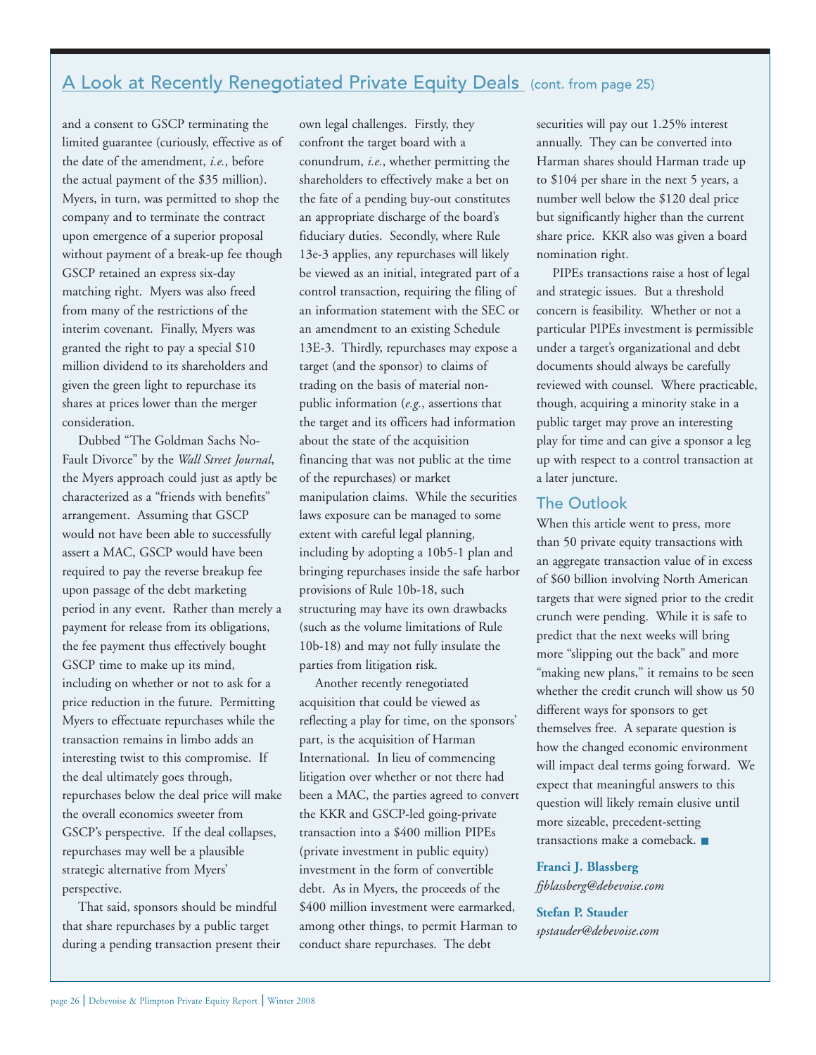## A Look at Recently Renegotiated Private Equity Deals (cont. from page 25)

and a consent to GSCP terminating the limited guarantee (curiously, effective as of the date of the amendment, *i.e.*, before the actual payment of the $35 million). Myers, in turn, was permitted to shop the company and to terminate the contract upon emergence of a superior proposal without payment of a break-up fee though GSCP retained an express six-day matching right. Myers was also freed from many of the restrictions of the interim covenant. Finally, Myers was granted the right to pay a special $10 million dividend to its shareholders and given the green light to repurchase its shares at prices lower than the merger consideration.

Dubbed "The Goldman Sachs No-Fault Divorce" by the *Wall Street Journal*, the Myers approach could just as aptly be characterized as a "friends with benefits" arrangement. Assuming that GSCP would not have been able to successfully assert a MAC, GSCP would have been required to pay the reverse breakup fee upon passage of the debt marketing period in any event. Rather than merely a payment for release from its obligations, the fee payment thus effectively bought GSCP time to make up its mind, including on whether or not to ask for a price reduction in the future. Permitting Myers to effectuate repurchases while the transaction remains in limbo adds an interesting twist to this compromise. If the deal ultimately goes through, repurchases below the deal price will make the overall economics sweeter from GSCP's perspective. If the deal collapses, repurchases may well be a plausible strategic alternative from Myers' perspective.

That said, sponsors should be mindful that share repurchases by a public target during a pending transaction present their own legal challenges. Firstly, they confront the target board with a conundrum, *i.e.*, whether permitting the shareholders to effectively make a bet on the fate of a pending buy-out constitutes an appropriate discharge of the board's fiduciary duties. Secondly, where Rule 13e-3 applies, any repurchases will likely be viewed as an initial, integrated part of a control transaction, requiring the filing of an information statement with the SEC or an amendment to an existing Schedule 13E-3. Thirdly, repurchases may expose a target (and the sponsor) to claims of trading on the basis of material non-public information (*e.g.*, assertions that the target and its officers had information about the state of the acquisition financing that was not public at the time of the repurchases) or market manipulation claims. While the securities laws exposure can be managed to some extent with careful legal planning, including by adopting a 10b5-1 plan and bringing repurchases inside the safe harbor provisions of Rule 10b-18, such structuring may have its own drawbacks (such as the volume limitations of Rule 10b-18) and may not fully insulate the parties from litigation risk.

Another recently renegotiated acquisition that could be viewed as reflecting a play for time, on the sponsors' part, is the acquisition of Harman International. In lieu of commencing litigation over whether or not there had been a MAC, the parties agreed to convert the KKR and GSCP-led going-private transaction into a $400 million PIPEs (private investment in public equity) investment in the form of convertible debt. As in Myers, the proceeds of the $400 million investment were earmarked, among other things, to permit Harman to conduct share repurchases. The debt securities will pay out 1.25% interest annually. They can be converted into Harman shares should Harman trade up to $104 per share in the next 5 years, a number well below the $120 deal price but significantly higher than the current share price. KKR also was given a board nomination right.

PIPEs transactions raise a host of legal and strategic issues. But a threshold concern is feasibility. Whether or not a particular PIPEs investment is permissible under a target's organizational and debt documents should always be carefully reviewed with counsel. Where practicable, though, acquiring a minority stake in a public target may prove an interesting play for time and can give a sponsor a leg up with respect to a control transaction at a later juncture.

### The Outlook

When this article went to press, more than 50 private equity transactions with an aggregate transaction value of in excess of $60 billion involving North American targets that were signed prior to the credit crunch were pending. While it is safe to predict that the next weeks will bring more "slipping out the back" and more "making new plans," it remains to be seen whether the credit crunch will show us 50 different ways for sponsors to get themselves free. A separate question is how the changed economic environment will impact deal terms going forward. We expect that meaningful answers to this question will likely remain elusive until more sizeable, precedent-setting transactions make a comeback. ■

**Franci J. Blassberg**
*fjblassberg@debevoise.com*

**Stefan P. Stauder**
*spstauder@debevoise.com*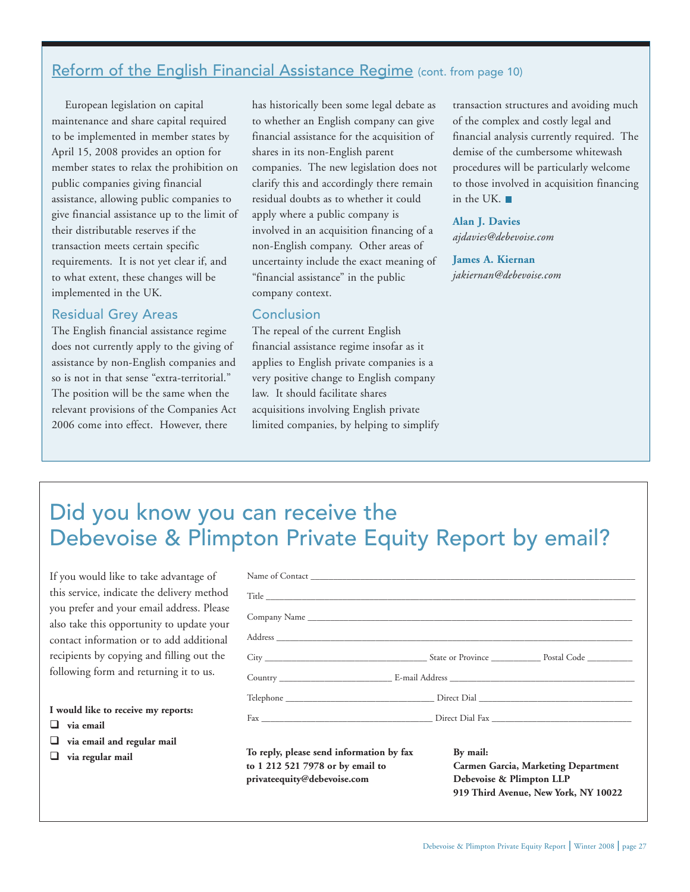## Reform of the English Financial Assistance Regime (cont. from page 10)

European legislation on capital maintenance and share capital required to be implemented in member states by April 15, 2008 provides an option for member states to relax the prohibition on public companies giving financial assistance, allowing public companies to give financial assistance up to the limit of their distributable reserves if the transaction meets certain specific requirements. It is not yet clear if, and to what extent, these changes will be implemented in the UK.

### Residual Grey Areas

The English financial assistance regime does not currently apply to the giving of assistance by non-English companies and so is not in that sense "extra-territorial." The position will be the same when the relevant provisions of the Companies Act 2006 come into effect. However, there has historically been some legal debate as to whether an English company can give financial assistance for the acquisition of shares in its non-English parent companies. The new legislation does not clarify this and accordingly there remain residual doubts as to whether it could apply where a public company is involved in an acquisition financing of a non-English company. Other areas of uncertainty include the exact meaning of "financial assistance" in the public company context.

### Conclusion

The repeal of the current English financial assistance regime insofar as it applies to English private companies is a very positive change to English company law. It should facilitate shares acquisitions involving English private limited companies, by helping to simplify transaction structures and avoiding much of the complex and costly legal and financial analysis currently required. The demise of the cumbersome whitewash procedures will be particularly welcome to those involved in acquisition financing in the UK. ■

**Alan J. Davies**
*ajdavies@debevoise.com*

**James A. Kiernan**
*jakiernan@debevoise.com*

# Did you know you can receive the Debevoise & Plimpton Private Equity Report by email?

If you would like to take advantage of this service, indicate the delivery method you prefer and your email address. Please also take this opportunity to update your contact information or to add additional recipients by copying and filling out the following form and returning it to us.

**I would like to receive my reports:**

- ❑ **via email**
- ❑ **via email and regular mail**
- ❑ **via regular mail**

Name of Contact ______________________________

Title ______________________________

Company Name ______________________________

Address ______________________________

City ______________ State or Province ______________ Postal Code ______________

Country ______________ E-mail Address ______________

Telephone ______________ Direct Dial ______________

Fax ______________ Direct Dial Fax ______________

**To reply, please send information by fax to 1 212 521 7978 or by email to privateequity@debevoise.com**

**By mail:**
**Carmen Garcia, Marketing Department**
**Debevoise & Plimpton LLP**
**919 Third Avenue, New York, NY 10022**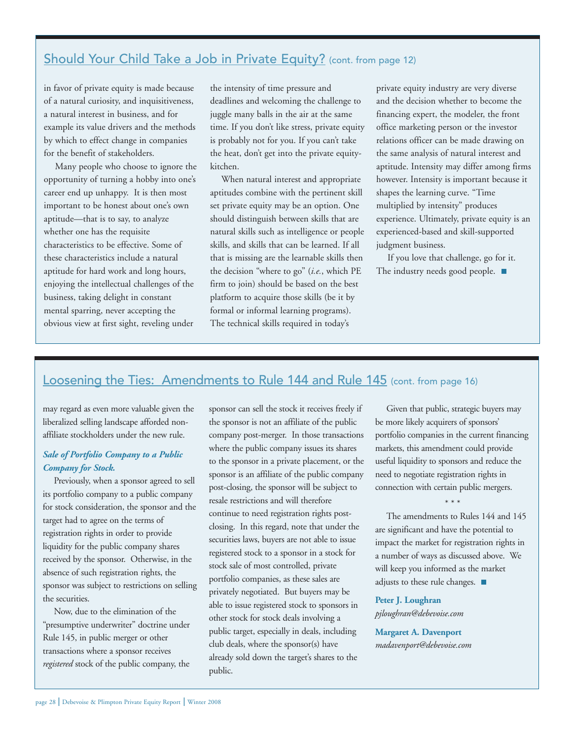## Should Your Child Take a Job in Private Equity? (cont. from page 12)

in favor of private equity is made because of a natural curiosity, and inquisitiveness, a natural interest in business, and for example its value drivers and the methods by which to effect change in companies for the benefit of stakeholders.

Many people who choose to ignore the opportunity of turning a hobby into one's career end up unhappy. It is then most important to be honest about one's own aptitude—that is to say, to analyze whether one has the requisite characteristics to be effective. Some of these characteristics include a natural aptitude for hard work and long hours, enjoying the intellectual challenges of the business, taking delight in constant mental sparring, never accepting the obvious view at first sight, reveling under the intensity of time pressure and deadlines and welcoming the challenge to juggle many balls in the air at the same time. If you don't like stress, private equity is probably not for you. If you can't take the heat, don't get into the private equity-kitchen.

When natural interest and appropriate aptitudes combine with the pertinent skill set private equity may be an option. One should distinguish between skills that are natural skills such as intelligence or people skills, and skills that can be learned. If all that is missing are the learnable skills then the decision "where to go" (*i.e.*, which PE firm to join) should be based on the best platform to acquire those skills (be it by formal or informal learning programs). The technical skills required in today's private equity industry are very diverse and the decision whether to become the financing expert, the modeler, the front office marketing person or the investor relations officer can be made drawing on the same analysis of natural interest and aptitude. Intensity may differ among firms however. Intensity is important because it shapes the learning curve. "Time multiplied by intensity" produces experience. Ultimately, private equity is an experienced-based and skill-supported judgment business.

If you love that challenge, go for it. The industry needs good people. ■

## Loosening the Ties: Amendments to Rule 144 and Rule 145 (cont. from page 16)

may regard as even more valuable given the liberalized selling landscape afforded non-affiliate stockholders under the new rule.

### *Sale of Portfolio Company to a Public Company for Stock.*

Previously, when a sponsor agreed to sell its portfolio company to a public company for stock consideration, the sponsor and the target had to agree on the terms of registration rights in order to provide liquidity for the public company shares received by the sponsor. Otherwise, in the absence of such registration rights, the sponsor was subject to restrictions on selling the securities.

Now, due to the elimination of the "presumptive underwriter" doctrine under Rule 145, in public merger or other transactions where a sponsor receives *registered* stock of the public company, the sponsor can sell the stock it receives freely if the sponsor is not an affiliate of the public company post-merger. In those transactions where the public company issues its shares to the sponsor in a private placement, or the sponsor is an affiliate of the public company post-closing, the sponsor will be subject to resale restrictions and will therefore continue to need registration rights post-closing. In this regard, note that under the securities laws, buyers are not able to issue registered stock to a sponsor in a stock for stock sale of most controlled, private portfolio companies, as these sales are privately negotiated. But buyers may be able to issue registered stock to sponsors in other stock for stock deals involving a public target, especially in deals, including club deals, where the sponsor(s) have already sold down the target's shares to the public.

Given that public, strategic buyers may be more likely acquirers of sponsors' portfolio companies in the current financing markets, this amendment could provide useful liquidity to sponsors and reduce the need to negotiate registration rights in connection with certain public mergers.

\* \* \*

The amendments to Rules 144 and 145 are significant and have the potential to impact the market for registration rights in a number of ways as discussed above. We will keep you informed as the market adjusts to these rule changes. ■

**Peter J. Loughran**
*pjloughran@debevoise.com*

**Margaret A. Davenport**
*madavenport@debevoise.com*